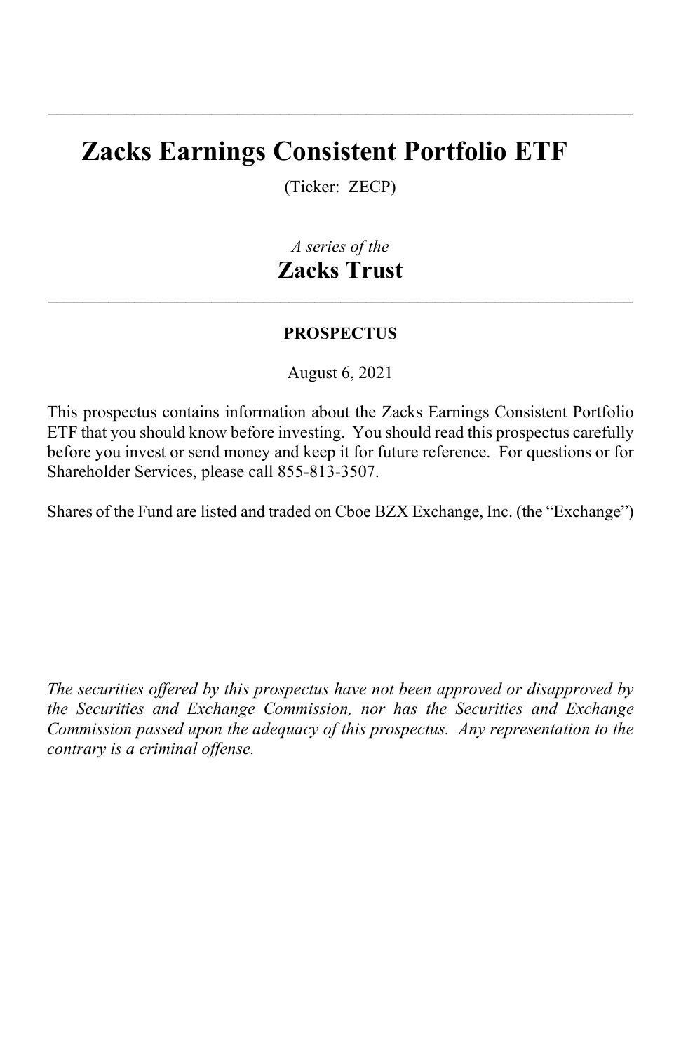---

# Zacks Earnings Consistent Portfolio ETF

(Ticker: ZECP)

*A series of the*

## Zacks Trust

---

**PROSPECTUS**

August 6, 2021

This prospectus contains information about the Zacks Earnings Consistent Portfolio ETF that you should know before investing. You should read this prospectus carefully before you invest or send money and keep it for future reference. For questions or for Shareholder Services, please call 855-813-3507.

Shares of the Fund are listed and traded on Cboe BZX Exchange, Inc. (the "Exchange")

*The securities offered by this prospectus have not been approved or disapproved by the Securities and Exchange Commission, nor has the Securities and Exchange Commission passed upon the adequacy of this prospectus. Any representation to the contrary is a criminal offense.*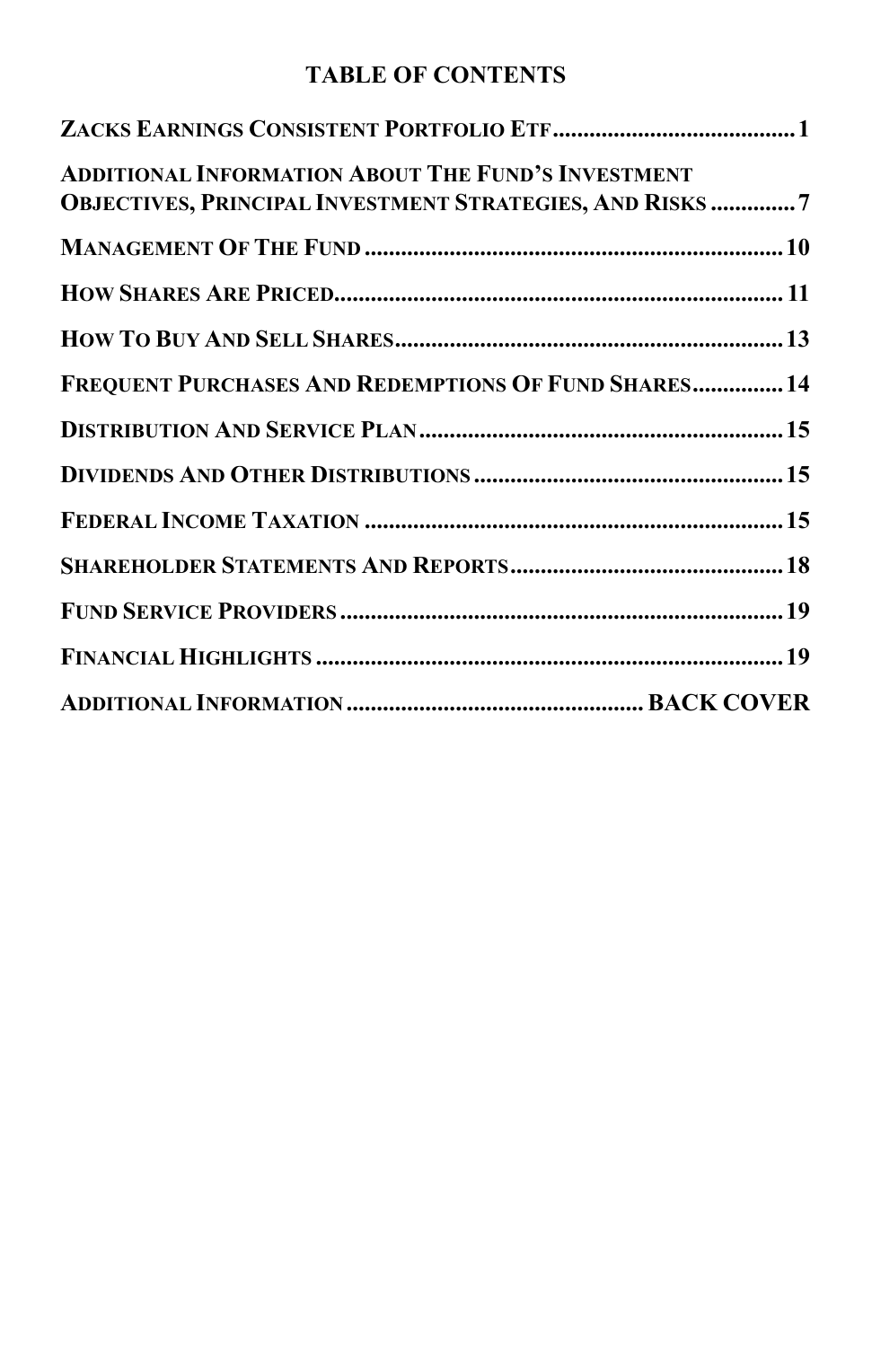## TABLE OF CONTENTS

| | |
|---|---|
| **ZACKS EARNINGS CONSISTENT PORTFOLIO ETF** | **1** |
| **ADDITIONAL INFORMATION ABOUT THE FUND'S INVESTMENT OBJECTIVES, PRINCIPAL INVESTMENT STRATEGIES, AND RISKS** | **7** |
| **MANAGEMENT OF THE FUND** | **10** |
| **HOW SHARES ARE PRICED** | **11** |
| **HOW TO BUY AND SELL SHARES** | **13** |
| **FREQUENT PURCHASES AND REDEMPTIONS OF FUND SHARES** | **14** |
| **DISTRIBUTION AND SERVICE PLAN** | **15** |
| **DIVIDENDS AND OTHER DISTRIBUTIONS** | **15** |
| **FEDERAL INCOME TAXATION** | **15** |
| **SHAREHOLDER STATEMENTS AND REPORTS** | **18** |
| **FUND SERVICE PROVIDERS** | **19** |
| **FINANCIAL HIGHLIGHTS** | **19** |
| **ADDITIONAL INFORMATION** | **BACK COVER** |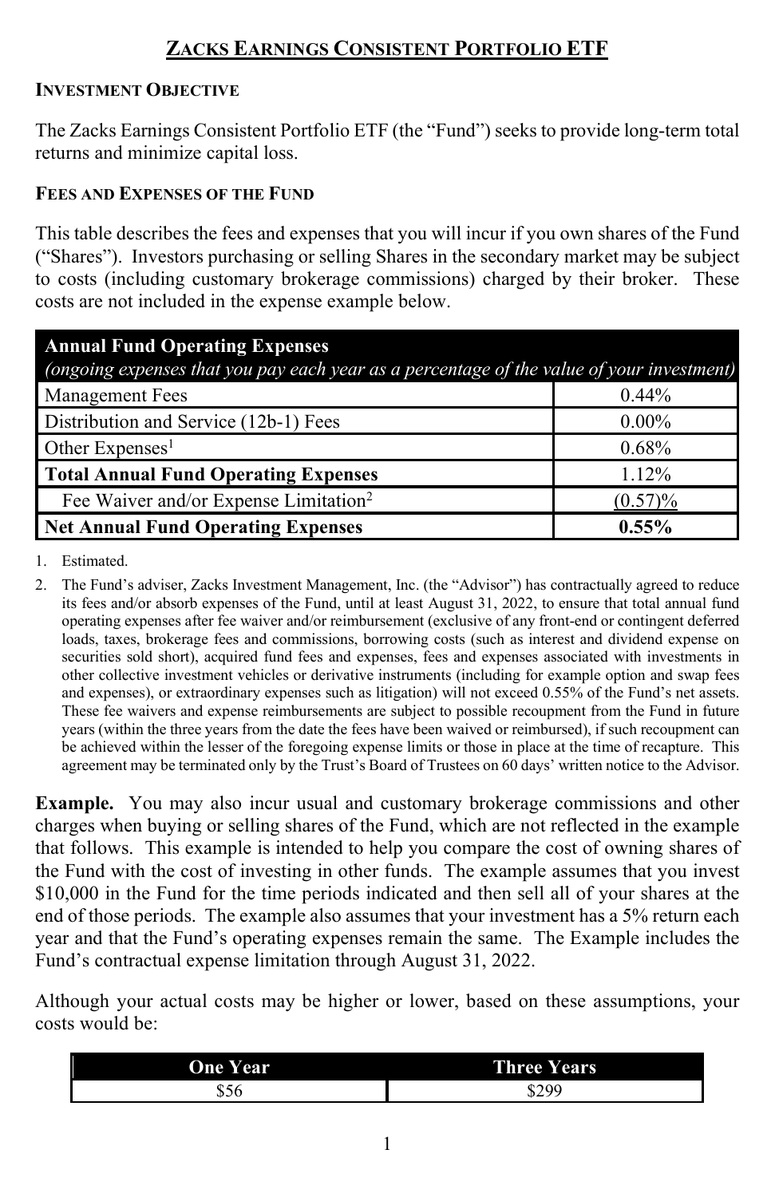# ZACKS EARNINGS CONSISTENT PORTFOLIO ETF

### INVESTMENT OBJECTIVE

The Zacks Earnings Consistent Portfolio ETF (the "Fund") seeks to provide long-term total returns and minimize capital loss.

### FEES AND EXPENSES OF THE FUND

This table describes the fees and expenses that you will incur if you own shares of the Fund ("Shares"). Investors purchasing or selling Shares in the secondary market may be subject to costs (including customary brokerage commissions) charged by their broker. These costs are not included in the expense example below.

| **Annual Fund Operating Expenses** *(ongoing expenses that you pay each year as a percentage of the value of your investment)* | |
|---|---|
| Management Fees | 0.44% |
| Distribution and Service (12b-1) Fees | 0.00% |
| Other Expenses[1] | 0.68% |
| **Total Annual Fund Operating Expenses** | 1.12% |
| Fee Waiver and/or Expense Limitation[2] | (0.57)% |
| **Net Annual Fund Operating Expenses** | **0.55%** |

1. Estimated.
2. The Fund's adviser, Zacks Investment Management, Inc. (the "Advisor") has contractually agreed to reduce its fees and/or absorb expenses of the Fund, until at least August 31, 2022, to ensure that total annual fund operating expenses after fee waiver and/or reimbursement (exclusive of any front-end or contingent deferred loads, taxes, brokerage fees and commissions, borrowing costs (such as interest and dividend expense on securities sold short), acquired fund fees and expenses, fees and expenses associated with investments in other collective investment vehicles or derivative instruments (including for example option and swap fees and expenses), or extraordinary expenses such as litigation) will not exceed 0.55% of the Fund's net assets. These fee waivers and expense reimbursements are subject to possible recoupment from the Fund in future years (within the three years from the date the fees have been waived or reimbursed), if such recoupment can be achieved within the lesser of the foregoing expense limits or those in place at the time of recapture. This agreement may be terminated only by the Trust's Board of Trustees on 60 days' written notice to the Advisor.

**Example.** You may also incur usual and customary brokerage commissions and other charges when buying or selling shares of the Fund, which are not reflected in the example that follows. This example is intended to help you compare the cost of owning shares of the Fund with the cost of investing in other funds. The example assumes that you invest $10,000 in the Fund for the time periods indicated and then sell all of your shares at the end of those periods. The example also assumes that your investment has a 5% return each year and that the Fund's operating expenses remain the same. The Example includes the Fund's contractual expense limitation through August 31, 2022.

Although your actual costs may be higher or lower, based on these assumptions, your costs would be:

| One Year | Three Years |
|---|---|
| $56 | $299 |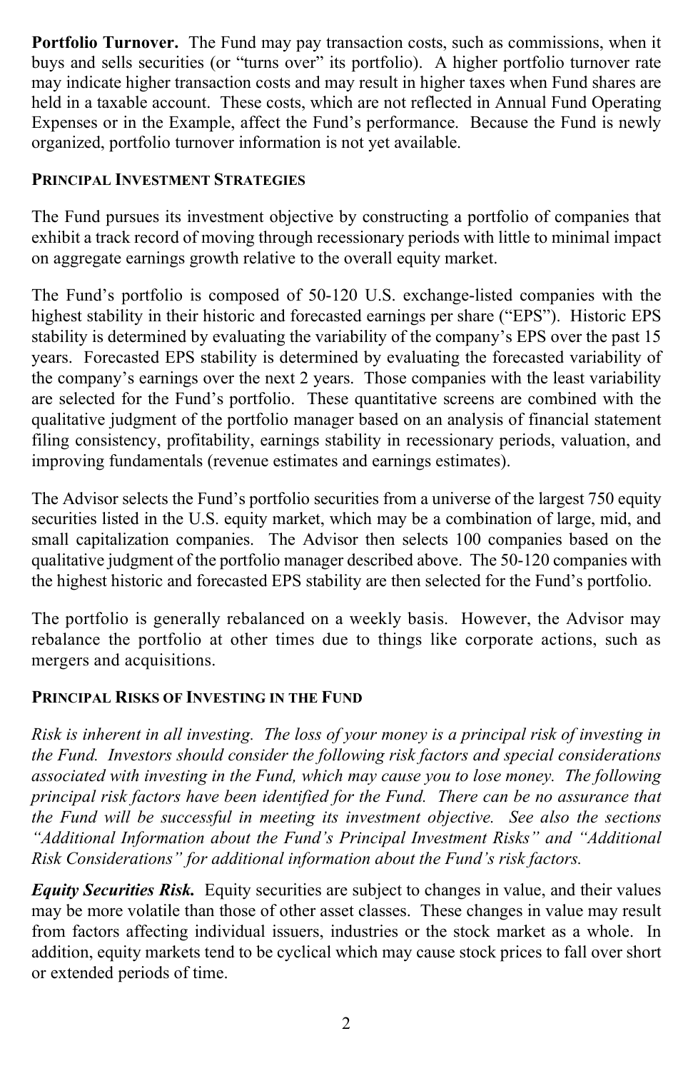**Portfolio Turnover.** The Fund may pay transaction costs, such as commissions, when it buys and sells securities (or "turns over" its portfolio). A higher portfolio turnover rate may indicate higher transaction costs and may result in higher taxes when Fund shares are held in a taxable account. These costs, which are not reflected in Annual Fund Operating Expenses or in the Example, affect the Fund's performance. Because the Fund is newly organized, portfolio turnover information is not yet available.

## PRINCIPAL INVESTMENT STRATEGIES

The Fund pursues its investment objective by constructing a portfolio of companies that exhibit a track record of moving through recessionary periods with little to minimal impact on aggregate earnings growth relative to the overall equity market.

The Fund's portfolio is composed of 50-120 U.S. exchange-listed companies with the highest stability in their historic and forecasted earnings per share ("EPS"). Historic EPS stability is determined by evaluating the variability of the company's EPS over the past 15 years. Forecasted EPS stability is determined by evaluating the forecasted variability of the company's earnings over the next 2 years. Those companies with the least variability are selected for the Fund's portfolio. These quantitative screens are combined with the qualitative judgment of the portfolio manager based on an analysis of financial statement filing consistency, profitability, earnings stability in recessionary periods, valuation, and improving fundamentals (revenue estimates and earnings estimates).

The Advisor selects the Fund's portfolio securities from a universe of the largest 750 equity securities listed in the U.S. equity market, which may be a combination of large, mid, and small capitalization companies. The Advisor then selects 100 companies based on the qualitative judgment of the portfolio manager described above. The 50-120 companies with the highest historic and forecasted EPS stability are then selected for the Fund's portfolio.

The portfolio is generally rebalanced on a weekly basis. However, the Advisor may rebalance the portfolio at other times due to things like corporate actions, such as mergers and acquisitions.

## PRINCIPAL RISKS OF INVESTING IN THE FUND

*Risk is inherent in all investing. The loss of your money is a principal risk of investing in the Fund. Investors should consider the following risk factors and special considerations associated with investing in the Fund, which may cause you to lose money. The following principal risk factors have been identified for the Fund. There can be no assurance that the Fund will be successful in meeting its investment objective. See also the sections "Additional Information about the Fund's Principal Investment Risks" and "Additional Risk Considerations" for additional information about the Fund's risk factors.*

***Equity Securities Risk.*** Equity securities are subject to changes in value, and their values may be more volatile than those of other asset classes. These changes in value may result from factors affecting individual issuers, industries or the stock market as a whole. In addition, equity markets tend to be cyclical which may cause stock prices to fall over short or extended periods of time.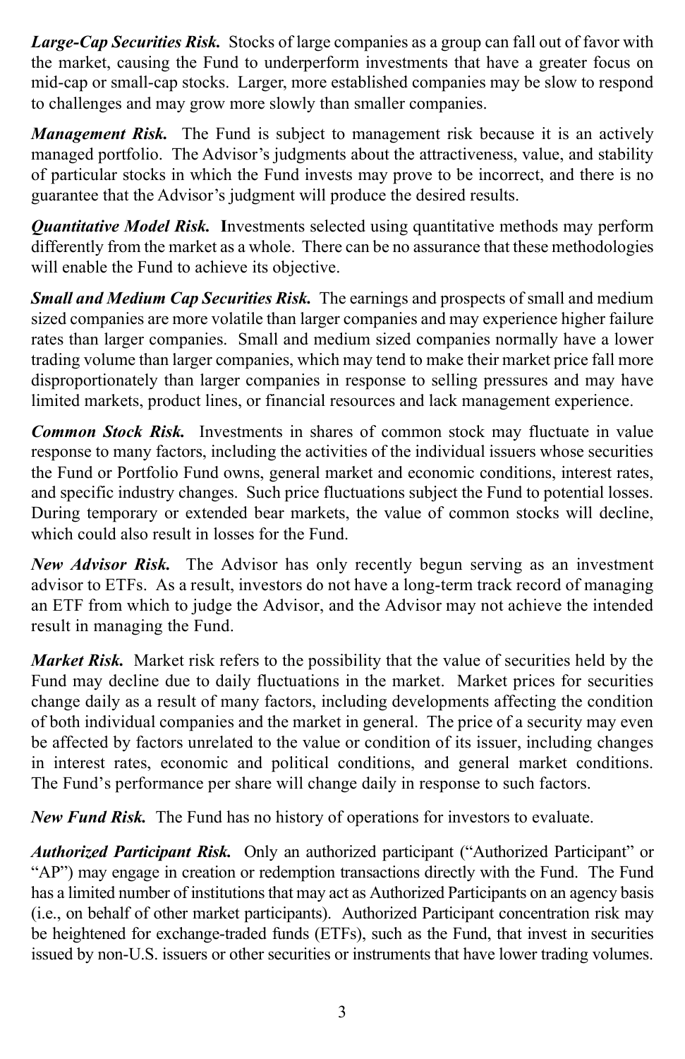***Large-Cap Securities Risk.*** Stocks of large companies as a group can fall out of favor with the market, causing the Fund to underperform investments that have a greater focus on mid-cap or small-cap stocks. Larger, more established companies may be slow to respond to challenges and may grow more slowly than smaller companies.

***Management Risk.*** The Fund is subject to management risk because it is an actively managed portfolio. The Advisor's judgments about the attractiveness, value, and stability of particular stocks in which the Fund invests may prove to be incorrect, and there is no guarantee that the Advisor's judgment will produce the desired results.

***Quantitative Model Risk.*** Investments selected using quantitative methods may perform differently from the market as a whole. There can be no assurance that these methodologies will enable the Fund to achieve its objective.

***Small and Medium Cap Securities Risk.*** The earnings and prospects of small and medium sized companies are more volatile than larger companies and may experience higher failure rates than larger companies. Small and medium sized companies normally have a lower trading volume than larger companies, which may tend to make their market price fall more disproportionately than larger companies in response to selling pressures and may have limited markets, product lines, or financial resources and lack management experience.

***Common Stock Risk.*** Investments in shares of common stock may fluctuate in value response to many factors, including the activities of the individual issuers whose securities the Fund or Portfolio Fund owns, general market and economic conditions, interest rates, and specific industry changes. Such price fluctuations subject the Fund to potential losses. During temporary or extended bear markets, the value of common stocks will decline, which could also result in losses for the Fund.

***New Advisor Risk.*** The Advisor has only recently begun serving as an investment advisor to ETFs. As a result, investors do not have a long-term track record of managing an ETF from which to judge the Advisor, and the Advisor may not achieve the intended result in managing the Fund.

***Market Risk.*** Market risk refers to the possibility that the value of securities held by the Fund may decline due to daily fluctuations in the market. Market prices for securities change daily as a result of many factors, including developments affecting the condition of both individual companies and the market in general. The price of a security may even be affected by factors unrelated to the value or condition of its issuer, including changes in interest rates, economic and political conditions, and general market conditions. The Fund's performance per share will change daily in response to such factors.

***New Fund Risk.*** The Fund has no history of operations for investors to evaluate.

***Authorized Participant Risk.*** Only an authorized participant ("Authorized Participant" or "AP") may engage in creation or redemption transactions directly with the Fund. The Fund has a limited number of institutions that may act as Authorized Participants on an agency basis (i.e., on behalf of other market participants). Authorized Participant concentration risk may be heightened for exchange-traded funds (ETFs), such as the Fund, that invest in securities issued by non-U.S. issuers or other securities or instruments that have lower trading volumes.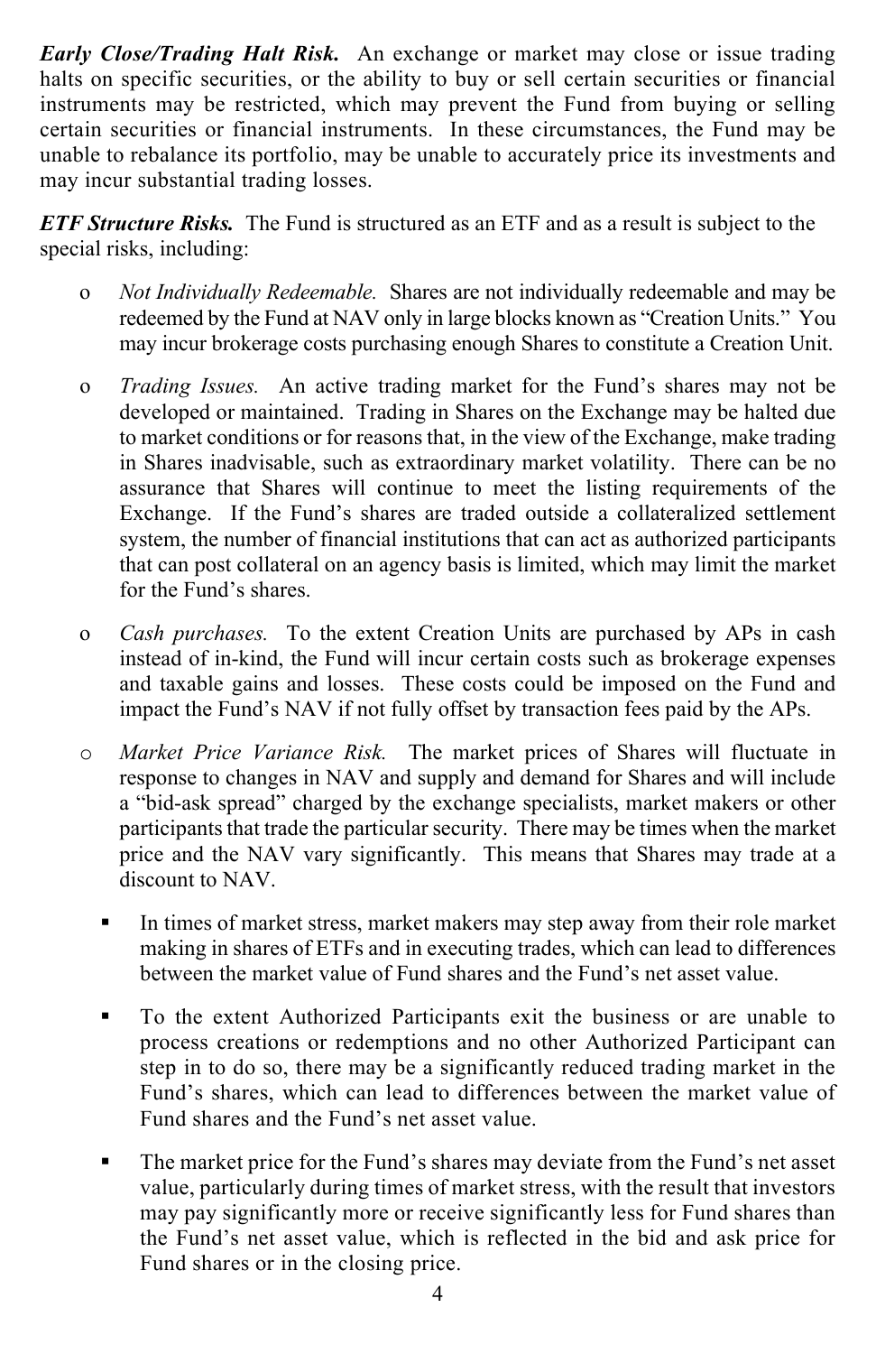***Early Close/Trading Halt Risk.*** An exchange or market may close or issue trading halts on specific securities, or the ability to buy or sell certain securities or financial instruments may be restricted, which may prevent the Fund from buying or selling certain securities or financial instruments. In these circumstances, the Fund may be unable to rebalance its portfolio, may be unable to accurately price its investments and may incur substantial trading losses.

***ETF Structure Risks.*** The Fund is structured as an ETF and as a result is subject to the special risks, including:

- *Not Individually Redeemable.* Shares are not individually redeemable and may be redeemed by the Fund at NAV only in large blocks known as "Creation Units." You may incur brokerage costs purchasing enough Shares to constitute a Creation Unit.
- *Trading Issues.* An active trading market for the Fund's shares may not be developed or maintained. Trading in Shares on the Exchange may be halted due to market conditions or for reasons that, in the view of the Exchange, make trading in Shares inadvisable, such as extraordinary market volatility. There can be no assurance that Shares will continue to meet the listing requirements of the Exchange. If the Fund's shares are traded outside a collateralized settlement system, the number of financial institutions that can act as authorized participants that can post collateral on an agency basis is limited, which may limit the market for the Fund's shares.
- *Cash purchases.* To the extent Creation Units are purchased by APs in cash instead of in-kind, the Fund will incur certain costs such as brokerage expenses and taxable gains and losses. These costs could be imposed on the Fund and impact the Fund's NAV if not fully offset by transaction fees paid by the APs.
- *Market Price Variance Risk.* The market prices of Shares will fluctuate in response to changes in NAV and supply and demand for Shares and will include a "bid-ask spread" charged by the exchange specialists, market makers or other participants that trade the particular security. There may be times when the market price and the NAV vary significantly. This means that Shares may trade at a discount to NAV.
  - In times of market stress, market makers may step away from their role market making in shares of ETFs and in executing trades, which can lead to differences between the market value of Fund shares and the Fund's net asset value.
  - To the extent Authorized Participants exit the business or are unable to process creations or redemptions and no other Authorized Participant can step in to do so, there may be a significantly reduced trading market in the Fund's shares, which can lead to differences between the market value of Fund shares and the Fund's net asset value.
  - The market price for the Fund's shares may deviate from the Fund's net asset value, particularly during times of market stress, with the result that investors may pay significantly more or receive significantly less for Fund shares than the Fund's net asset value, which is reflected in the bid and ask price for Fund shares or in the closing price.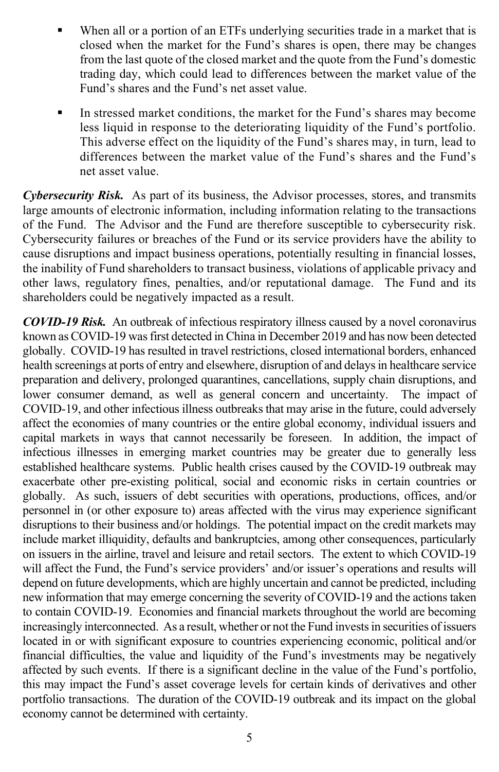- When all or a portion of an ETFs underlying securities trade in a market that is closed when the market for the Fund's shares is open, there may be changes from the last quote of the closed market and the quote from the Fund's domestic trading day, which could lead to differences between the market value of the Fund's shares and the Fund's net asset value.
- In stressed market conditions, the market for the Fund's shares may become less liquid in response to the deteriorating liquidity of the Fund's portfolio. This adverse effect on the liquidity of the Fund's shares may, in turn, lead to differences between the market value of the Fund's shares and the Fund's net asset value.

***Cybersecurity Risk.*** As part of its business, the Advisor processes, stores, and transmits large amounts of electronic information, including information relating to the transactions of the Fund. The Advisor and the Fund are therefore susceptible to cybersecurity risk. Cybersecurity failures or breaches of the Fund or its service providers have the ability to cause disruptions and impact business operations, potentially resulting in financial losses, the inability of Fund shareholders to transact business, violations of applicable privacy and other laws, regulatory fines, penalties, and/or reputational damage. The Fund and its shareholders could be negatively impacted as a result.

***COVID-19 Risk.*** An outbreak of infectious respiratory illness caused by a novel coronavirus known as COVID-19 was first detected in China in December 2019 and has now been detected globally. COVID-19 has resulted in travel restrictions, closed international borders, enhanced health screenings at ports of entry and elsewhere, disruption of and delays in healthcare service preparation and delivery, prolonged quarantines, cancellations, supply chain disruptions, and lower consumer demand, as well as general concern and uncertainty. The impact of COVID-19, and other infectious illness outbreaks that may arise in the future, could adversely affect the economies of many countries or the entire global economy, individual issuers and capital markets in ways that cannot necessarily be foreseen. In addition, the impact of infectious illnesses in emerging market countries may be greater due to generally less established healthcare systems. Public health crises caused by the COVID-19 outbreak may exacerbate other pre-existing political, social and economic risks in certain countries or globally. As such, issuers of debt securities with operations, productions, offices, and/or personnel in (or other exposure to) areas affected with the virus may experience significant disruptions to their business and/or holdings. The potential impact on the credit markets may include market illiquidity, defaults and bankruptcies, among other consequences, particularly on issuers in the airline, travel and leisure and retail sectors. The extent to which COVID-19 will affect the Fund, the Fund's service providers' and/or issuer's operations and results will depend on future developments, which are highly uncertain and cannot be predicted, including new information that may emerge concerning the severity of COVID-19 and the actions taken to contain COVID-19. Economies and financial markets throughout the world are becoming increasingly interconnected. As a result, whether or not the Fund invests in securities of issuers located in or with significant exposure to countries experiencing economic, political and/or financial difficulties, the value and liquidity of the Fund's investments may be negatively affected by such events. If there is a significant decline in the value of the Fund's portfolio, this may impact the Fund's asset coverage levels for certain kinds of derivatives and other portfolio transactions. The duration of the COVID-19 outbreak and its impact on the global economy cannot be determined with certainty.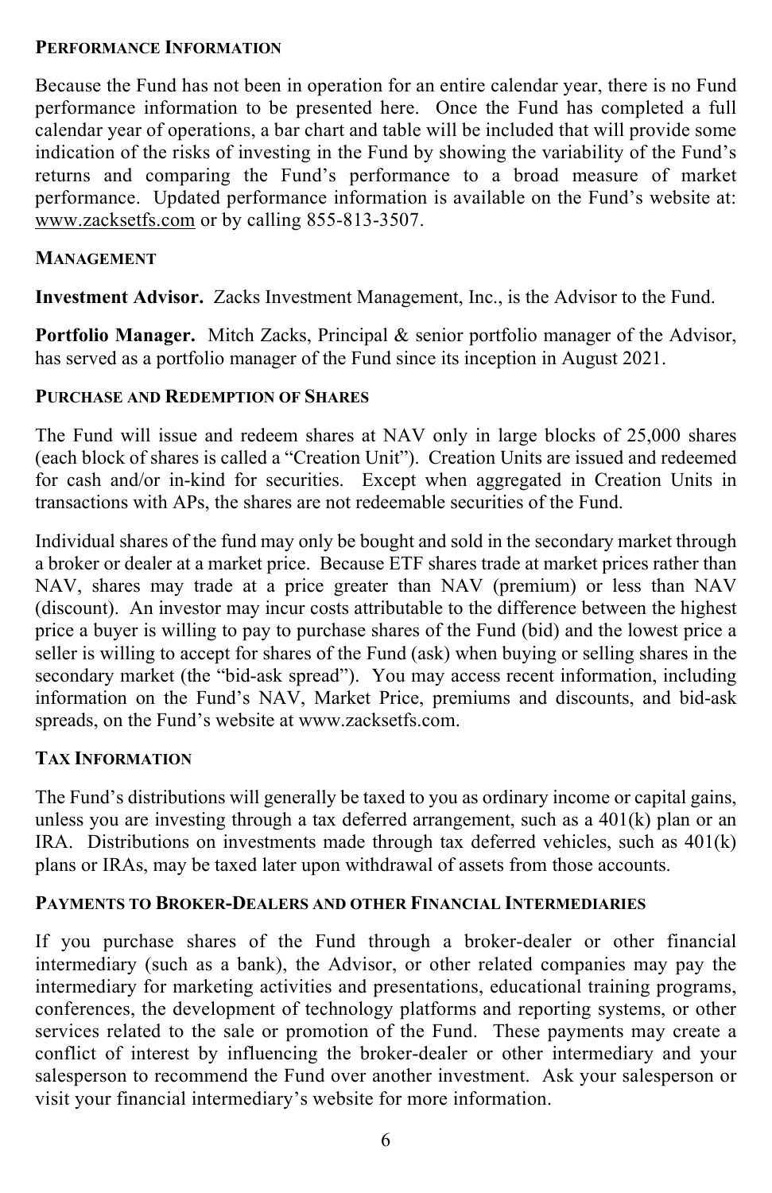## PERFORMANCE INFORMATION

Because the Fund has not been in operation for an entire calendar year, there is no Fund performance information to be presented here. Once the Fund has completed a full calendar year of operations, a bar chart and table will be included that will provide some indication of the risks of investing in the Fund by showing the variability of the Fund's returns and comparing the Fund's performance to a broad measure of market performance. Updated performance information is available on the Fund's website at: www.zacksetfs.com or by calling 855-813-3507.

## MANAGEMENT

**Investment Advisor.** Zacks Investment Management, Inc., is the Advisor to the Fund.

**Portfolio Manager.** Mitch Zacks, Principal & senior portfolio manager of the Advisor, has served as a portfolio manager of the Fund since its inception in August 2021.

## PURCHASE AND REDEMPTION OF SHARES

The Fund will issue and redeem shares at NAV only in large blocks of 25,000 shares (each block of shares is called a "Creation Unit"). Creation Units are issued and redeemed for cash and/or in-kind for securities. Except when aggregated in Creation Units in transactions with APs, the shares are not redeemable securities of the Fund.

Individual shares of the fund may only be bought and sold in the secondary market through a broker or dealer at a market price. Because ETF shares trade at market prices rather than NAV, shares may trade at a price greater than NAV (premium) or less than NAV (discount). An investor may incur costs attributable to the difference between the highest price a buyer is willing to pay to purchase shares of the Fund (bid) and the lowest price a seller is willing to accept for shares of the Fund (ask) when buying or selling shares in the secondary market (the "bid-ask spread"). You may access recent information, including information on the Fund's NAV, Market Price, premiums and discounts, and bid-ask spreads, on the Fund's website at www.zacksetfs.com.

## TAX INFORMATION

The Fund's distributions will generally be taxed to you as ordinary income or capital gains, unless you are investing through a tax deferred arrangement, such as a 401(k) plan or an IRA. Distributions on investments made through tax deferred vehicles, such as 401(k) plans or IRAs, may be taxed later upon withdrawal of assets from those accounts.

## PAYMENTS TO BROKER-DEALERS AND OTHER FINANCIAL INTERMEDIARIES

If you purchase shares of the Fund through a broker-dealer or other financial intermediary (such as a bank), the Advisor, or other related companies may pay the intermediary for marketing activities and presentations, educational training programs, conferences, the development of technology platforms and reporting systems, or other services related to the sale or promotion of the Fund. These payments may create a conflict of interest by influencing the broker-dealer or other intermediary and your salesperson to recommend the Fund over another investment. Ask your salesperson or visit your financial intermediary's website for more information.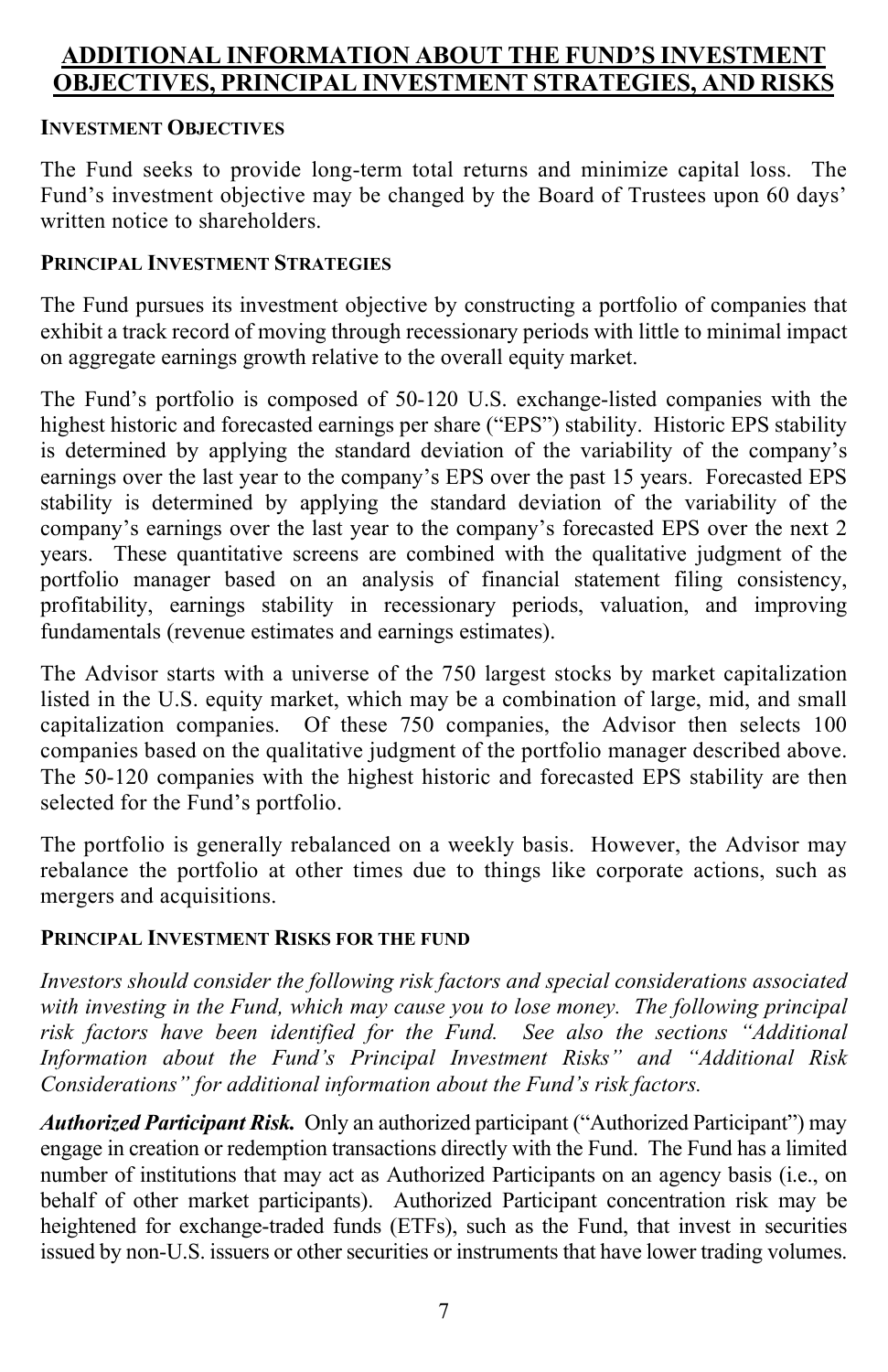## ADDITIONAL INFORMATION ABOUT THE FUND'S INVESTMENT OBJECTIVES, PRINCIPAL INVESTMENT STRATEGIES, AND RISKS

### INVESTMENT OBJECTIVES

The Fund seeks to provide long-term total returns and minimize capital loss. The Fund's investment objective may be changed by the Board of Trustees upon 60 days' written notice to shareholders.

### PRINCIPAL INVESTMENT STRATEGIES

The Fund pursues its investment objective by constructing a portfolio of companies that exhibit a track record of moving through recessionary periods with little to minimal impact on aggregate earnings growth relative to the overall equity market.

The Fund's portfolio is composed of 50-120 U.S. exchange-listed companies with the highest historic and forecasted earnings per share ("EPS") stability. Historic EPS stability is determined by applying the standard deviation of the variability of the company's earnings over the last year to the company's EPS over the past 15 years. Forecasted EPS stability is determined by applying the standard deviation of the variability of the company's earnings over the last year to the company's forecasted EPS over the next 2 years. These quantitative screens are combined with the qualitative judgment of the portfolio manager based on an analysis of financial statement filing consistency, profitability, earnings stability in recessionary periods, valuation, and improving fundamentals (revenue estimates and earnings estimates).

The Advisor starts with a universe of the 750 largest stocks by market capitalization listed in the U.S. equity market, which may be a combination of large, mid, and small capitalization companies. Of these 750 companies, the Advisor then selects 100 companies based on the qualitative judgment of the portfolio manager described above. The 50-120 companies with the highest historic and forecasted EPS stability are then selected for the Fund's portfolio.

The portfolio is generally rebalanced on a weekly basis. However, the Advisor may rebalance the portfolio at other times due to things like corporate actions, such as mergers and acquisitions.

### PRINCIPAL INVESTMENT RISKS FOR THE FUND

*Investors should consider the following risk factors and special considerations associated with investing in the Fund, which may cause you to lose money. The following principal risk factors have been identified for the Fund. See also the sections "Additional Information about the Fund's Principal Investment Risks" and "Additional Risk Considerations" for additional information about the Fund's risk factors.*

***Authorized Participant Risk.*** Only an authorized participant ("Authorized Participant") may engage in creation or redemption transactions directly with the Fund. The Fund has a limited number of institutions that may act as Authorized Participants on an agency basis (i.e., on behalf of other market participants). Authorized Participant concentration risk may be heightened for exchange-traded funds (ETFs), such as the Fund, that invest in securities issued by non-U.S. issuers or other securities or instruments that have lower trading volumes.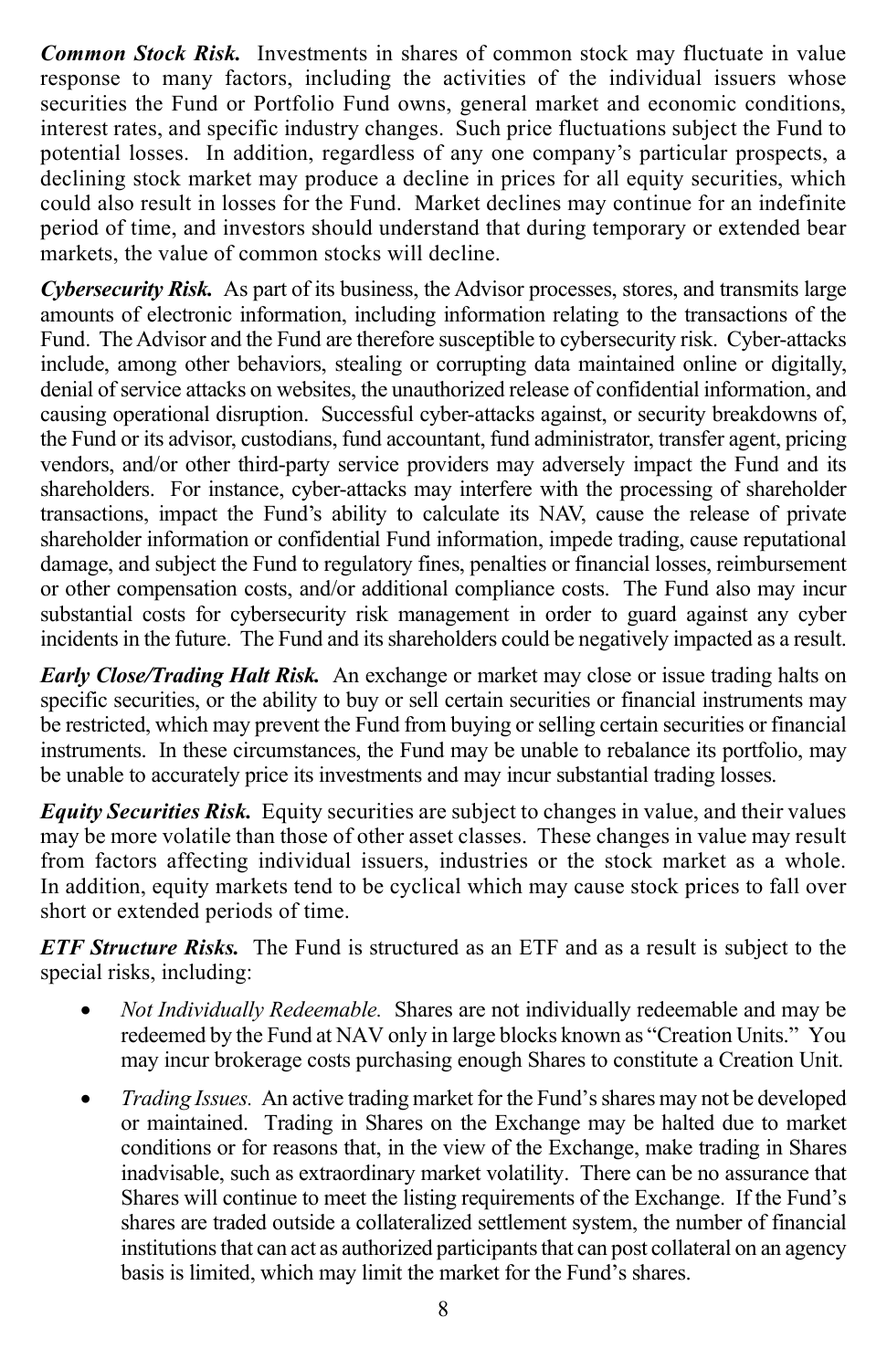***Common Stock Risk.*** Investments in shares of common stock may fluctuate in value response to many factors, including the activities of the individual issuers whose securities the Fund or Portfolio Fund owns, general market and economic conditions, interest rates, and specific industry changes. Such price fluctuations subject the Fund to potential losses. In addition, regardless of any one company's particular prospects, a declining stock market may produce a decline in prices for all equity securities, which could also result in losses for the Fund. Market declines may continue for an indefinite period of time, and investors should understand that during temporary or extended bear markets, the value of common stocks will decline.

***Cybersecurity Risk.*** As part of its business, the Advisor processes, stores, and transmits large amounts of electronic information, including information relating to the transactions of the Fund. The Advisor and the Fund are therefore susceptible to cybersecurity risk. Cyber-attacks include, among other behaviors, stealing or corrupting data maintained online or digitally, denial of service attacks on websites, the unauthorized release of confidential information, and causing operational disruption. Successful cyber-attacks against, or security breakdowns of, the Fund or its advisor, custodians, fund accountant, fund administrator, transfer agent, pricing vendors, and/or other third-party service providers may adversely impact the Fund and its shareholders. For instance, cyber-attacks may interfere with the processing of shareholder transactions, impact the Fund's ability to calculate its NAV, cause the release of private shareholder information or confidential Fund information, impede trading, cause reputational damage, and subject the Fund to regulatory fines, penalties or financial losses, reimbursement or other compensation costs, and/or additional compliance costs. The Fund also may incur substantial costs for cybersecurity risk management in order to guard against any cyber incidents in the future. The Fund and its shareholders could be negatively impacted as a result.

***Early Close/Trading Halt Risk.*** An exchange or market may close or issue trading halts on specific securities, or the ability to buy or sell certain securities or financial instruments may be restricted, which may prevent the Fund from buying or selling certain securities or financial instruments. In these circumstances, the Fund may be unable to rebalance its portfolio, may be unable to accurately price its investments and may incur substantial trading losses.

***Equity Securities Risk.*** Equity securities are subject to changes in value, and their values may be more volatile than those of other asset classes. These changes in value may result from factors affecting individual issuers, industries or the stock market as a whole. In addition, equity markets tend to be cyclical which may cause stock prices to fall over short or extended periods of time.

***ETF Structure Risks.*** The Fund is structured as an ETF and as a result is subject to the special risks, including:

- *Not Individually Redeemable.* Shares are not individually redeemable and may be redeemed by the Fund at NAV only in large blocks known as "Creation Units." You may incur brokerage costs purchasing enough Shares to constitute a Creation Unit.
- *Trading Issues.* An active trading market for the Fund's shares may not be developed or maintained. Trading in Shares on the Exchange may be halted due to market conditions or for reasons that, in the view of the Exchange, make trading in Shares inadvisable, such as extraordinary market volatility. There can be no assurance that Shares will continue to meet the listing requirements of the Exchange. If the Fund's shares are traded outside a collateralized settlement system, the number of financial institutions that can act as authorized participants that can post collateral on an agency basis is limited, which may limit the market for the Fund's shares.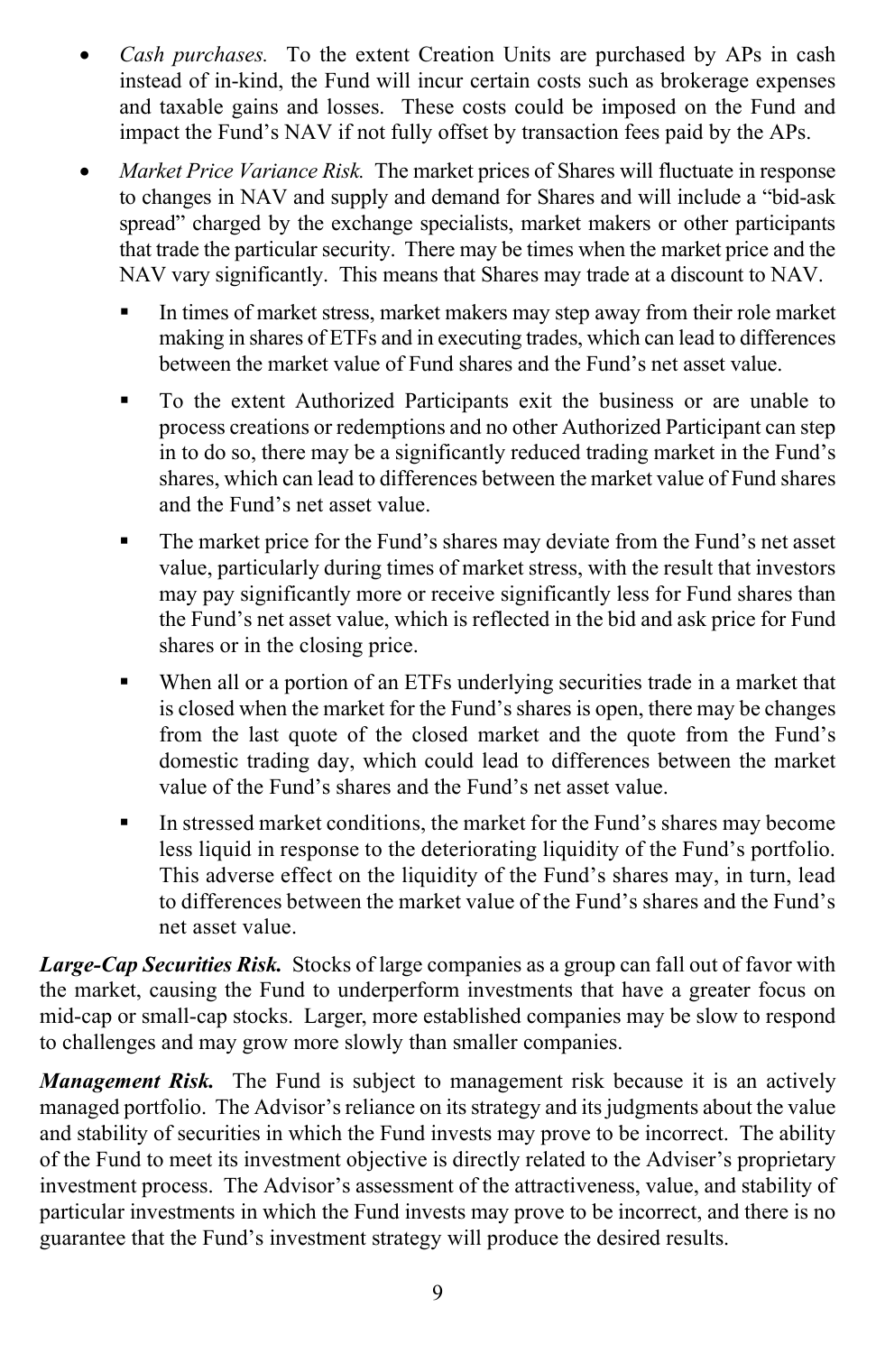- *Cash purchases.* To the extent Creation Units are purchased by APs in cash instead of in-kind, the Fund will incur certain costs such as brokerage expenses and taxable gains and losses. These costs could be imposed on the Fund and impact the Fund's NAV if not fully offset by transaction fees paid by the APs.
- *Market Price Variance Risk.* The market prices of Shares will fluctuate in response to changes in NAV and supply and demand for Shares and will include a "bid-ask spread" charged by the exchange specialists, market makers or other participants that trade the particular security. There may be times when the market price and the NAV vary significantly. This means that Shares may trade at a discount to NAV.
  - In times of market stress, market makers may step away from their role market making in shares of ETFs and in executing trades, which can lead to differences between the market value of Fund shares and the Fund's net asset value.
  - To the extent Authorized Participants exit the business or are unable to process creations or redemptions and no other Authorized Participant can step in to do so, there may be a significantly reduced trading market in the Fund's shares, which can lead to differences between the market value of Fund shares and the Fund's net asset value.
  - The market price for the Fund's shares may deviate from the Fund's net asset value, particularly during times of market stress, with the result that investors may pay significantly more or receive significantly less for Fund shares than the Fund's net asset value, which is reflected in the bid and ask price for Fund shares or in the closing price.
  - When all or a portion of an ETFs underlying securities trade in a market that is closed when the market for the Fund's shares is open, there may be changes from the last quote of the closed market and the quote from the Fund's domestic trading day, which could lead to differences between the market value of the Fund's shares and the Fund's net asset value.
  - In stressed market conditions, the market for the Fund's shares may become less liquid in response to the deteriorating liquidity of the Fund's portfolio. This adverse effect on the liquidity of the Fund's shares may, in turn, lead to differences between the market value of the Fund's shares and the Fund's net asset value.

***Large-Cap Securities Risk.*** Stocks of large companies as a group can fall out of favor with the market, causing the Fund to underperform investments that have a greater focus on mid-cap or small-cap stocks. Larger, more established companies may be slow to respond to challenges and may grow more slowly than smaller companies.

***Management Risk.*** The Fund is subject to management risk because it is an actively managed portfolio. The Advisor's reliance on its strategy and its judgments about the value and stability of securities in which the Fund invests may prove to be incorrect. The ability of the Fund to meet its investment objective is directly related to the Adviser's proprietary investment process. The Advisor's assessment of the attractiveness, value, and stability of particular investments in which the Fund invests may prove to be incorrect, and there is no guarantee that the Fund's investment strategy will produce the desired results.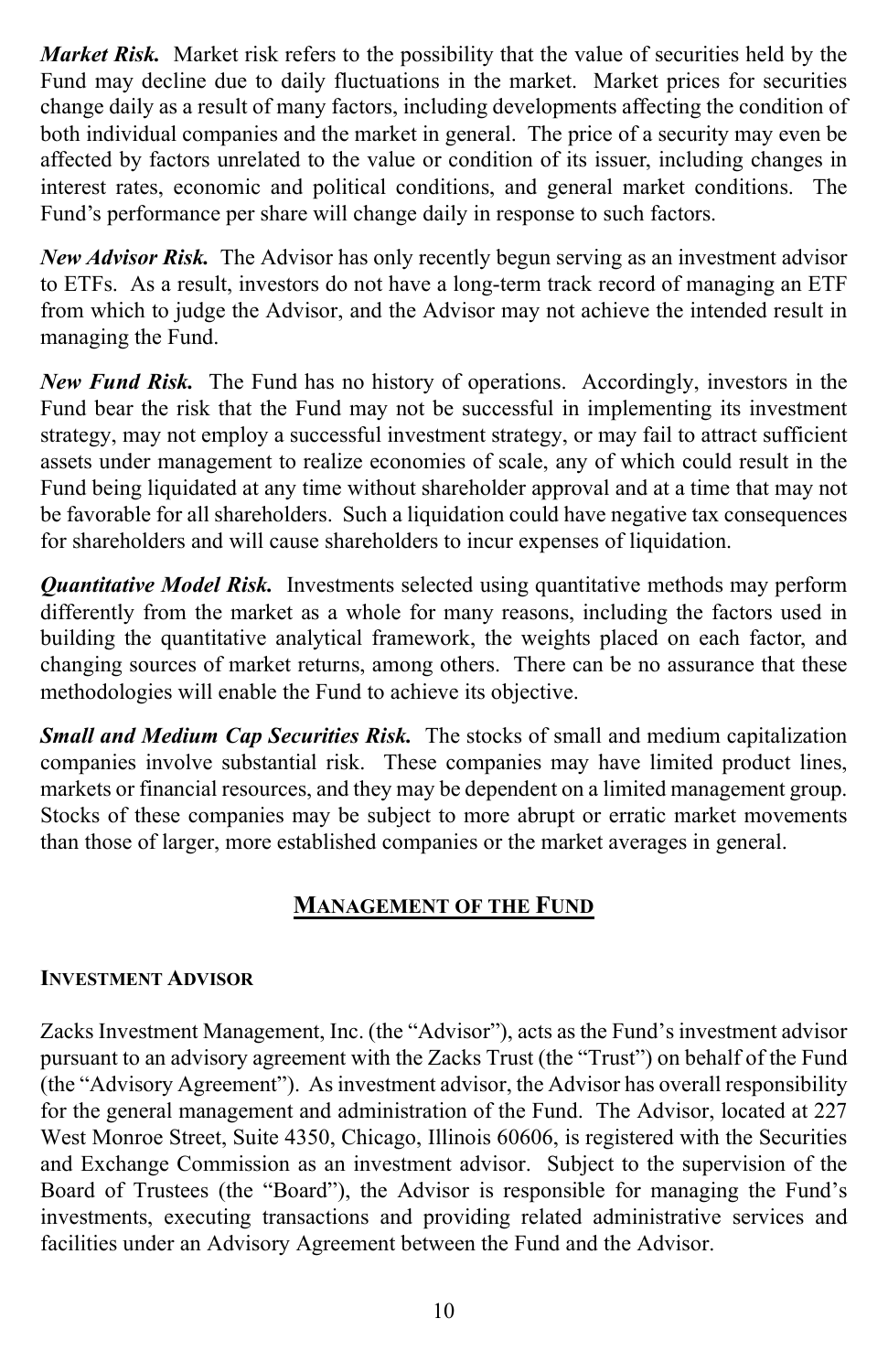***Market Risk.*** Market risk refers to the possibility that the value of securities held by the Fund may decline due to daily fluctuations in the market. Market prices for securities change daily as a result of many factors, including developments affecting the condition of both individual companies and the market in general. The price of a security may even be affected by factors unrelated to the value or condition of its issuer, including changes in interest rates, economic and political conditions, and general market conditions. The Fund's performance per share will change daily in response to such factors.

***New Advisor Risk.*** The Advisor has only recently begun serving as an investment advisor to ETFs. As a result, investors do not have a long-term track record of managing an ETF from which to judge the Advisor, and the Advisor may not achieve the intended result in managing the Fund.

***New Fund Risk.*** The Fund has no history of operations. Accordingly, investors in the Fund bear the risk that the Fund may not be successful in implementing its investment strategy, may not employ a successful investment strategy, or may fail to attract sufficient assets under management to realize economies of scale, any of which could result in the Fund being liquidated at any time without shareholder approval and at a time that may not be favorable for all shareholders. Such a liquidation could have negative tax consequences for shareholders and will cause shareholders to incur expenses of liquidation.

***Quantitative Model Risk.*** Investments selected using quantitative methods may perform differently from the market as a whole for many reasons, including the factors used in building the quantitative analytical framework, the weights placed on each factor, and changing sources of market returns, among others. There can be no assurance that these methodologies will enable the Fund to achieve its objective.

***Small and Medium Cap Securities Risk.*** The stocks of small and medium capitalization companies involve substantial risk. These companies may have limited product lines, markets or financial resources, and they may be dependent on a limited management group. Stocks of these companies may be subject to more abrupt or erratic market movements than those of larger, more established companies or the market averages in general.

## MANAGEMENT OF THE FUND

### INVESTMENT ADVISOR

Zacks Investment Management, Inc. (the "Advisor"), acts as the Fund's investment advisor pursuant to an advisory agreement with the Zacks Trust (the "Trust") on behalf of the Fund (the "Advisory Agreement"). As investment advisor, the Advisor has overall responsibility for the general management and administration of the Fund. The Advisor, located at 227 West Monroe Street, Suite 4350, Chicago, Illinois 60606, is registered with the Securities and Exchange Commission as an investment advisor. Subject to the supervision of the Board of Trustees (the "Board"), the Advisor is responsible for managing the Fund's investments, executing transactions and providing related administrative services and facilities under an Advisory Agreement between the Fund and the Advisor.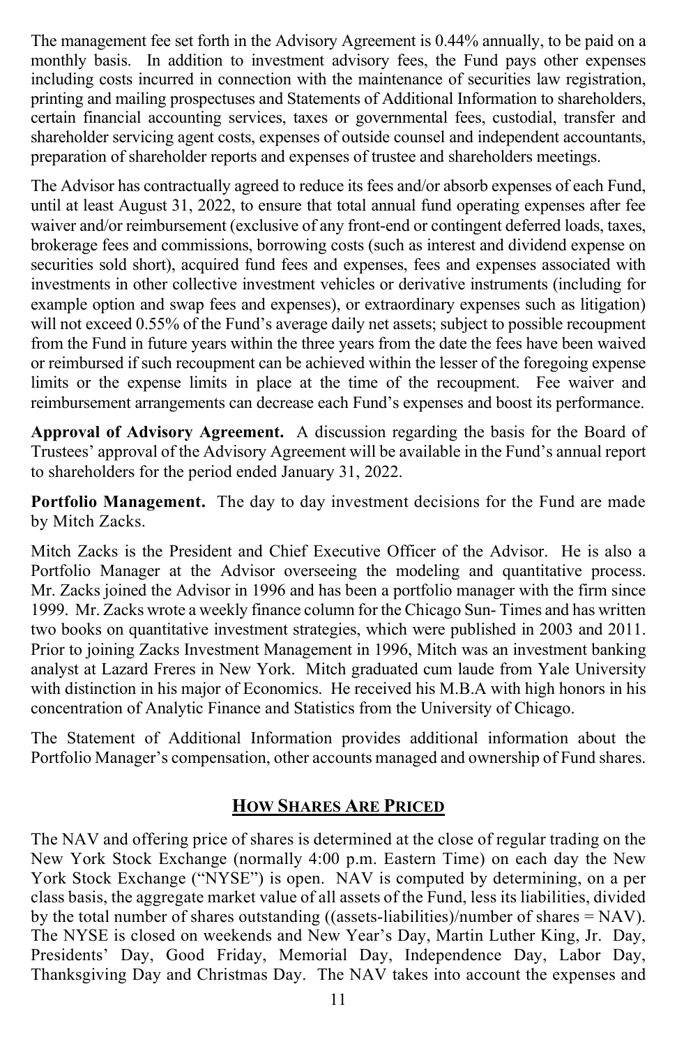The management fee set forth in the Advisory Agreement is 0.44% annually, to be paid on a monthly basis. In addition to investment advisory fees, the Fund pays other expenses including costs incurred in connection with the maintenance of securities law registration, printing and mailing prospectuses and Statements of Additional Information to shareholders, certain financial accounting services, taxes or governmental fees, custodial, transfer and shareholder servicing agent costs, expenses of outside counsel and independent accountants, preparation of shareholder reports and expenses of trustee and shareholders meetings.

The Advisor has contractually agreed to reduce its fees and/or absorb expenses of each Fund, until at least August 31, 2022, to ensure that total annual fund operating expenses after fee waiver and/or reimbursement (exclusive of any front-end or contingent deferred loads, taxes, brokerage fees and commissions, borrowing costs (such as interest and dividend expense on securities sold short), acquired fund fees and expenses, fees and expenses associated with investments in other collective investment vehicles or derivative instruments (including for example option and swap fees and expenses), or extraordinary expenses such as litigation) will not exceed 0.55% of the Fund's average daily net assets; subject to possible recoupment from the Fund in future years within the three years from the date the fees have been waived or reimbursed if such recoupment can be achieved within the lesser of the foregoing expense limits or the expense limits in place at the time of the recoupment. Fee waiver and reimbursement arrangements can decrease each Fund's expenses and boost its performance.

**Approval of Advisory Agreement.** A discussion regarding the basis for the Board of Trustees' approval of the Advisory Agreement will be available in the Fund's annual report to shareholders for the period ended January 31, 2022.

**Portfolio Management.** The day to day investment decisions for the Fund are made by Mitch Zacks.

Mitch Zacks is the President and Chief Executive Officer of the Advisor. He is also a Portfolio Manager at the Advisor overseeing the modeling and quantitative process. Mr. Zacks joined the Advisor in 1996 and has been a portfolio manager with the firm since 1999. Mr. Zacks wrote a weekly finance column for the Chicago Sun- Times and has written two books on quantitative investment strategies, which were published in 2003 and 2011. Prior to joining Zacks Investment Management in 1996, Mitch was an investment banking analyst at Lazard Freres in New York. Mitch graduated cum laude from Yale University with distinction in his major of Economics. He received his M.B.A with high honors in his concentration of Analytic Finance and Statistics from the University of Chicago.

The Statement of Additional Information provides additional information about the Portfolio Manager's compensation, other accounts managed and ownership of Fund shares.

## HOW SHARES ARE PRICED

The NAV and offering price of shares is determined at the close of regular trading on the New York Stock Exchange (normally 4:00 p.m. Eastern Time) on each day the New York Stock Exchange ("NYSE") is open. NAV is computed by determining, on a per class basis, the aggregate market value of all assets of the Fund, less its liabilities, divided by the total number of shares outstanding ((assets-liabilities)/number of shares = NAV). The NYSE is closed on weekends and New Year's Day, Martin Luther King, Jr. Day, Presidents' Day, Good Friday, Memorial Day, Independence Day, Labor Day, Thanksgiving Day and Christmas Day. The NAV takes into account the expenses and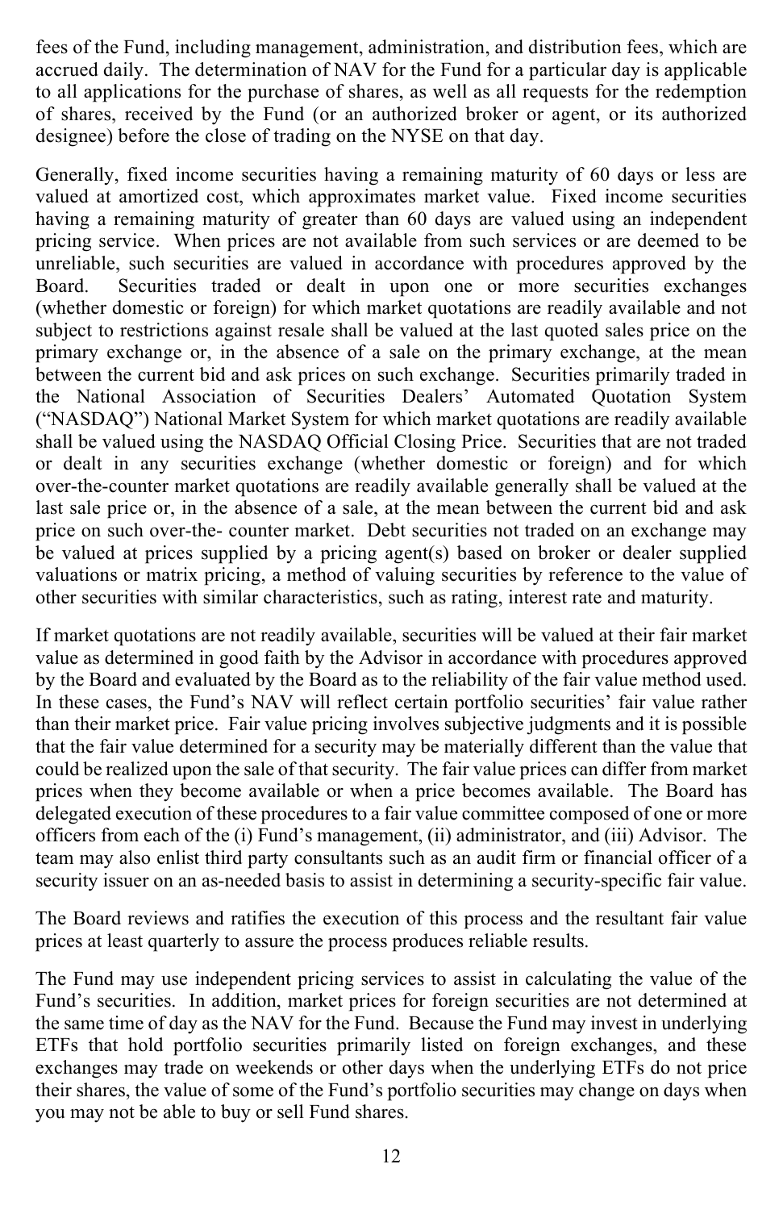fees of the Fund, including management, administration, and distribution fees, which are accrued daily. The determination of NAV for the Fund for a particular day is applicable to all applications for the purchase of shares, as well as all requests for the redemption of shares, received by the Fund (or an authorized broker or agent, or its authorized designee) before the close of trading on the NYSE on that day.

Generally, fixed income securities having a remaining maturity of 60 days or less are valued at amortized cost, which approximates market value. Fixed income securities having a remaining maturity of greater than 60 days are valued using an independent pricing service. When prices are not available from such services or are deemed to be unreliable, such securities are valued in accordance with procedures approved by the Board. Securities traded or dealt in upon one or more securities exchanges (whether domestic or foreign) for which market quotations are readily available and not subject to restrictions against resale shall be valued at the last quoted sales price on the primary exchange or, in the absence of a sale on the primary exchange, at the mean between the current bid and ask prices on such exchange. Securities primarily traded in the National Association of Securities Dealers' Automated Quotation System ("NASDAQ") National Market System for which market quotations are readily available shall be valued using the NASDAQ Official Closing Price. Securities that are not traded or dealt in any securities exchange (whether domestic or foreign) and for which over-the-counter market quotations are readily available generally shall be valued at the last sale price or, in the absence of a sale, at the mean between the current bid and ask price on such over-the- counter market. Debt securities not traded on an exchange may be valued at prices supplied by a pricing agent(s) based on broker or dealer supplied valuations or matrix pricing, a method of valuing securities by reference to the value of other securities with similar characteristics, such as rating, interest rate and maturity.

If market quotations are not readily available, securities will be valued at their fair market value as determined in good faith by the Advisor in accordance with procedures approved by the Board and evaluated by the Board as to the reliability of the fair value method used. In these cases, the Fund's NAV will reflect certain portfolio securities' fair value rather than their market price. Fair value pricing involves subjective judgments and it is possible that the fair value determined for a security may be materially different than the value that could be realized upon the sale of that security. The fair value prices can differ from market prices when they become available or when a price becomes available. The Board has delegated execution of these procedures to a fair value committee composed of one or more officers from each of the (i) Fund's management, (ii) administrator, and (iii) Advisor. The team may also enlist third party consultants such as an audit firm or financial officer of a security issuer on an as-needed basis to assist in determining a security-specific fair value.

The Board reviews and ratifies the execution of this process and the resultant fair value prices at least quarterly to assure the process produces reliable results.

The Fund may use independent pricing services to assist in calculating the value of the Fund's securities. In addition, market prices for foreign securities are not determined at the same time of day as the NAV for the Fund. Because the Fund may invest in underlying ETFs that hold portfolio securities primarily listed on foreign exchanges, and these exchanges may trade on weekends or other days when the underlying ETFs do not price their shares, the value of some of the Fund's portfolio securities may change on days when you may not be able to buy or sell Fund shares.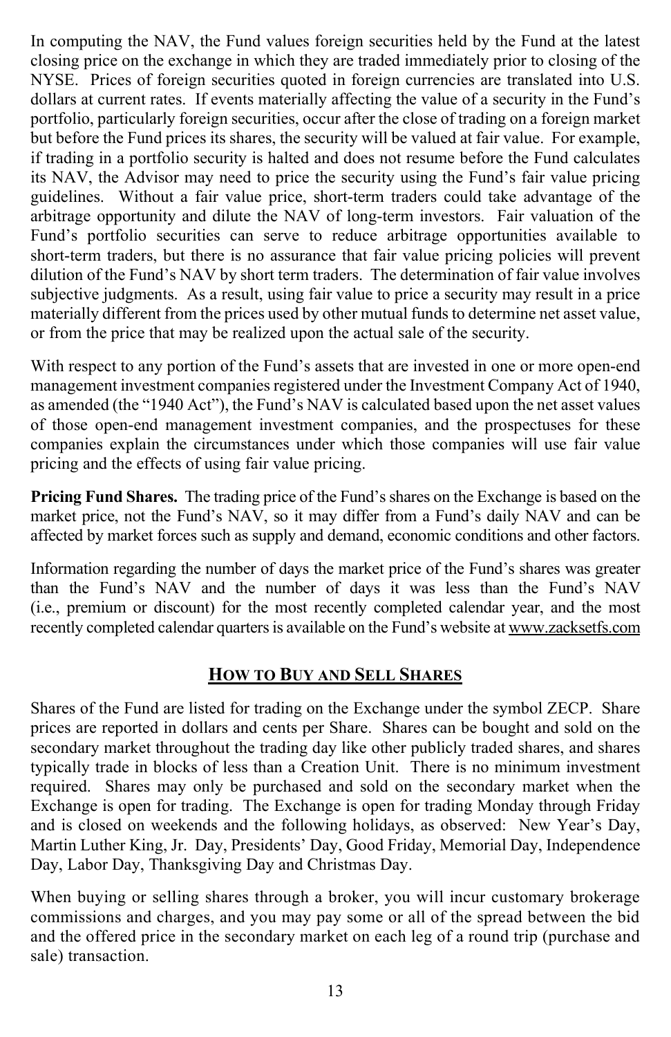In computing the NAV, the Fund values foreign securities held by the Fund at the latest closing price on the exchange in which they are traded immediately prior to closing of the NYSE. Prices of foreign securities quoted in foreign currencies are translated into U.S. dollars at current rates. If events materially affecting the value of a security in the Fund's portfolio, particularly foreign securities, occur after the close of trading on a foreign market but before the Fund prices its shares, the security will be valued at fair value. For example, if trading in a portfolio security is halted and does not resume before the Fund calculates its NAV, the Advisor may need to price the security using the Fund's fair value pricing guidelines. Without a fair value price, short-term traders could take advantage of the arbitrage opportunity and dilute the NAV of long-term investors. Fair valuation of the Fund's portfolio securities can serve to reduce arbitrage opportunities available to short-term traders, but there is no assurance that fair value pricing policies will prevent dilution of the Fund's NAV by short term traders. The determination of fair value involves subjective judgments. As a result, using fair value to price a security may result in a price materially different from the prices used by other mutual funds to determine net asset value, or from the price that may be realized upon the actual sale of the security.

With respect to any portion of the Fund's assets that are invested in one or more open-end management investment companies registered under the Investment Company Act of 1940, as amended (the "1940 Act"), the Fund's NAV is calculated based upon the net asset values of those open-end management investment companies, and the prospectuses for these companies explain the circumstances under which those companies will use fair value pricing and the effects of using fair value pricing.

**Pricing Fund Shares.** The trading price of the Fund's shares on the Exchange is based on the market price, not the Fund's NAV, so it may differ from a Fund's daily NAV and can be affected by market forces such as supply and demand, economic conditions and other factors.

Information regarding the number of days the market price of the Fund's shares was greater than the Fund's NAV and the number of days it was less than the Fund's NAV (i.e., premium or discount) for the most recently completed calendar year, and the most recently completed calendar quarters is available on the Fund's website at www.zacksetfs.com

## HOW TO BUY AND SELL SHARES

Shares of the Fund are listed for trading on the Exchange under the symbol ZECP. Share prices are reported in dollars and cents per Share. Shares can be bought and sold on the secondary market throughout the trading day like other publicly traded shares, and shares typically trade in blocks of less than a Creation Unit. There is no minimum investment required. Shares may only be purchased and sold on the secondary market when the Exchange is open for trading. The Exchange is open for trading Monday through Friday and is closed on weekends and the following holidays, as observed: New Year's Day, Martin Luther King, Jr. Day, Presidents' Day, Good Friday, Memorial Day, Independence Day, Labor Day, Thanksgiving Day and Christmas Day.

When buying or selling shares through a broker, you will incur customary brokerage commissions and charges, and you may pay some or all of the spread between the bid and the offered price in the secondary market on each leg of a round trip (purchase and sale) transaction.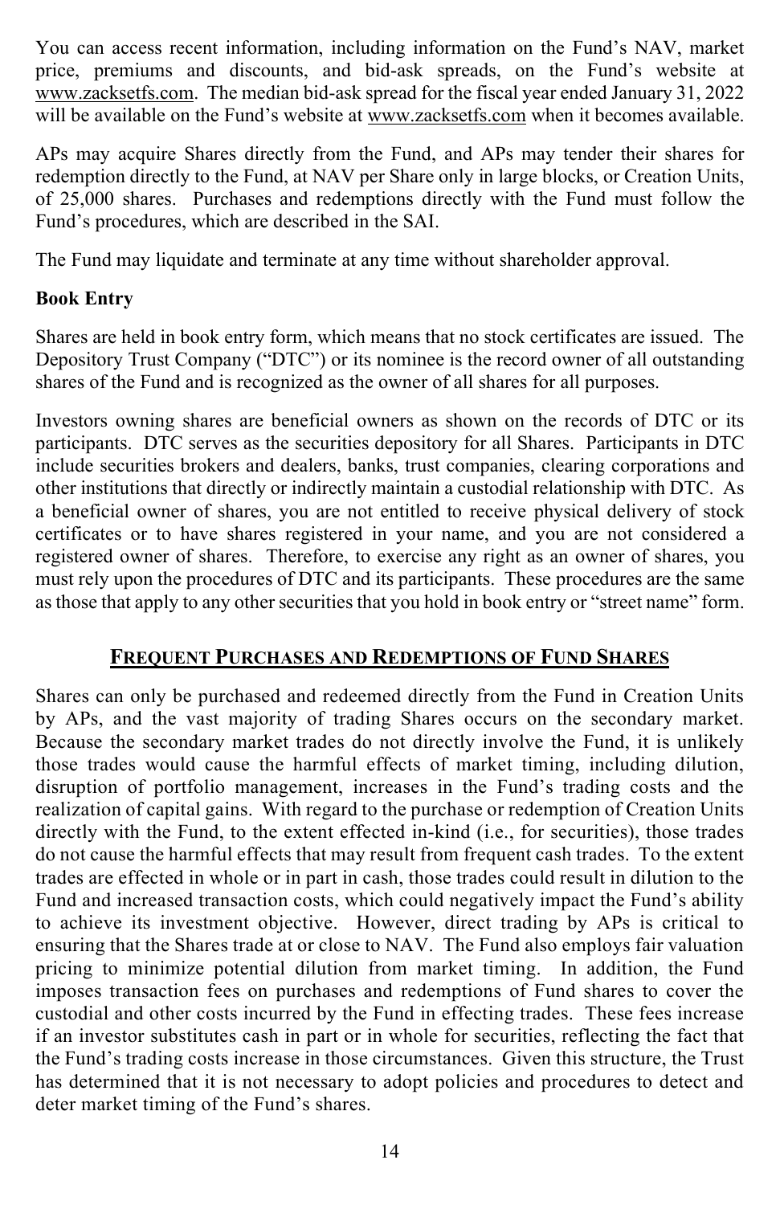You can access recent information, including information on the Fund's NAV, market price, premiums and discounts, and bid-ask spreads, on the Fund's website at www.zacksetfs.com. The median bid-ask spread for the fiscal year ended January 31, 2022 will be available on the Fund's website at www.zacksetfs.com when it becomes available.

APs may acquire Shares directly from the Fund, and APs may tender their shares for redemption directly to the Fund, at NAV per Share only in large blocks, or Creation Units, of 25,000 shares. Purchases and redemptions directly with the Fund must follow the Fund's procedures, which are described in the SAI.

The Fund may liquidate and terminate at any time without shareholder approval.

**Book Entry**

Shares are held in book entry form, which means that no stock certificates are issued. The Depository Trust Company ("DTC") or its nominee is the record owner of all outstanding shares of the Fund and is recognized as the owner of all shares for all purposes.

Investors owning shares are beneficial owners as shown on the records of DTC or its participants. DTC serves as the securities depository for all Shares. Participants in DTC include securities brokers and dealers, banks, trust companies, clearing corporations and other institutions that directly or indirectly maintain a custodial relationship with DTC. As a beneficial owner of shares, you are not entitled to receive physical delivery of stock certificates or to have shares registered in your name, and you are not considered a registered owner of shares. Therefore, to exercise any right as an owner of shares, you must rely upon the procedures of DTC and its participants. These procedures are the same as those that apply to any other securities that you hold in book entry or "street name" form.

## FREQUENT PURCHASES AND REDEMPTIONS OF FUND SHARES

Shares can only be purchased and redeemed directly from the Fund in Creation Units by APs, and the vast majority of trading Shares occurs on the secondary market. Because the secondary market trades do not directly involve the Fund, it is unlikely those trades would cause the harmful effects of market timing, including dilution, disruption of portfolio management, increases in the Fund's trading costs and the realization of capital gains. With regard to the purchase or redemption of Creation Units directly with the Fund, to the extent effected in-kind (i.e., for securities), those trades do not cause the harmful effects that may result from frequent cash trades. To the extent trades are effected in whole or in part in cash, those trades could result in dilution to the Fund and increased transaction costs, which could negatively impact the Fund's ability to achieve its investment objective. However, direct trading by APs is critical to ensuring that the Shares trade at or close to NAV. The Fund also employs fair valuation pricing to minimize potential dilution from market timing. In addition, the Fund imposes transaction fees on purchases and redemptions of Fund shares to cover the custodial and other costs incurred by the Fund in effecting trades. These fees increase if an investor substitutes cash in part or in whole for securities, reflecting the fact that the Fund's trading costs increase in those circumstances. Given this structure, the Trust has determined that it is not necessary to adopt policies and procedures to detect and deter market timing of the Fund's shares.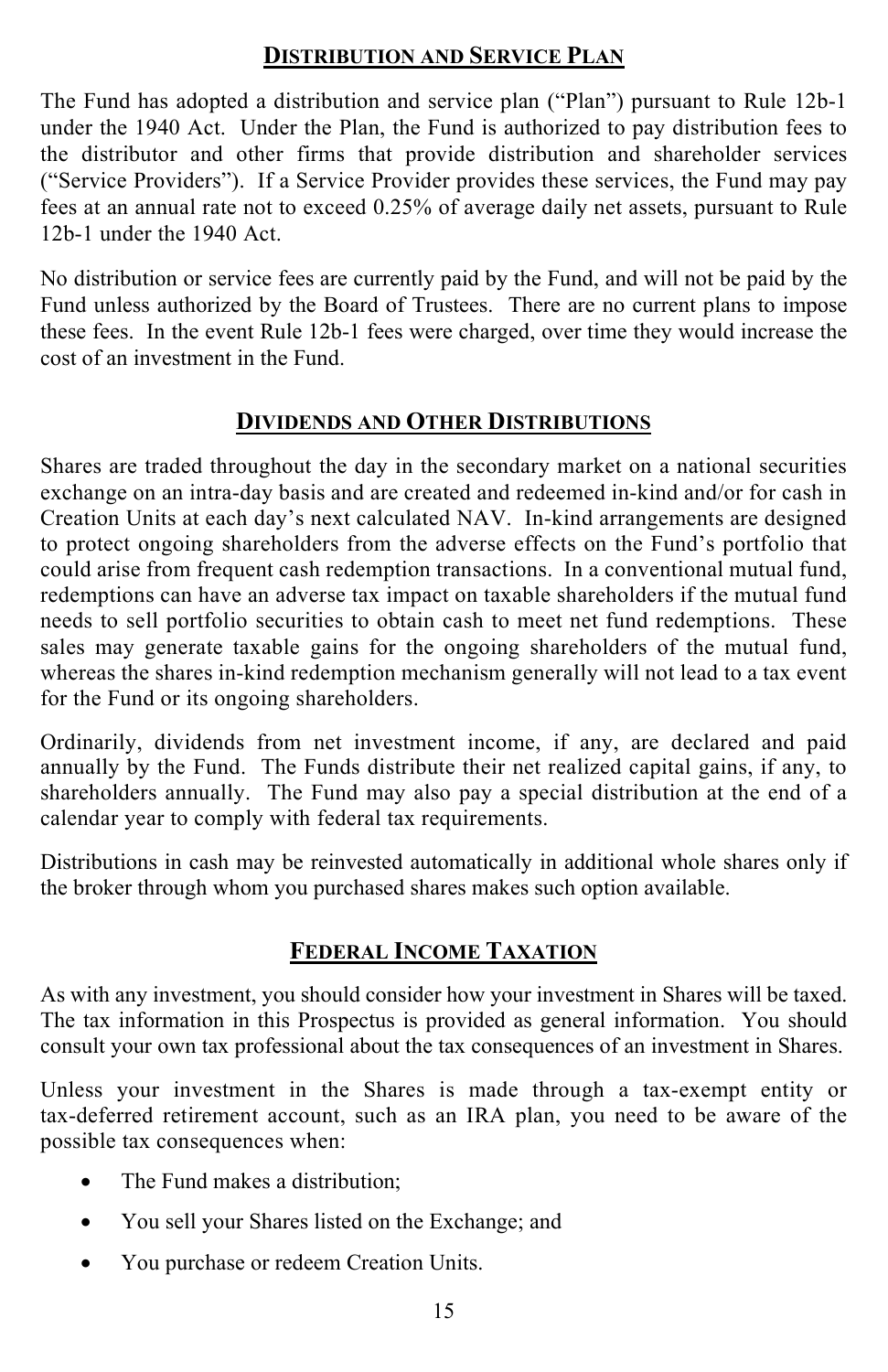## Distribution and Service Plan

The Fund has adopted a distribution and service plan ("Plan") pursuant to Rule 12b-1 under the 1940 Act. Under the Plan, the Fund is authorized to pay distribution fees to the distributor and other firms that provide distribution and shareholder services ("Service Providers"). If a Service Provider provides these services, the Fund may pay fees at an annual rate not to exceed 0.25% of average daily net assets, pursuant to Rule 12b-1 under the 1940 Act.

No distribution or service fees are currently paid by the Fund, and will not be paid by the Fund unless authorized by the Board of Trustees. There are no current plans to impose these fees. In the event Rule 12b-1 fees were charged, over time they would increase the cost of an investment in the Fund.

## Dividends and Other Distributions

Shares are traded throughout the day in the secondary market on a national securities exchange on an intra-day basis and are created and redeemed in-kind and/or for cash in Creation Units at each day's next calculated NAV. In-kind arrangements are designed to protect ongoing shareholders from the adverse effects on the Fund's portfolio that could arise from frequent cash redemption transactions. In a conventional mutual fund, redemptions can have an adverse tax impact on taxable shareholders if the mutual fund needs to sell portfolio securities to obtain cash to meet net fund redemptions. These sales may generate taxable gains for the ongoing shareholders of the mutual fund, whereas the shares in-kind redemption mechanism generally will not lead to a tax event for the Fund or its ongoing shareholders.

Ordinarily, dividends from net investment income, if any, are declared and paid annually by the Fund. The Funds distribute their net realized capital gains, if any, to shareholders annually. The Fund may also pay a special distribution at the end of a calendar year to comply with federal tax requirements.

Distributions in cash may be reinvested automatically in additional whole shares only if the broker through whom you purchased shares makes such option available.

## Federal Income Taxation

As with any investment, you should consider how your investment in Shares will be taxed. The tax information in this Prospectus is provided as general information. You should consult your own tax professional about the tax consequences of an investment in Shares.

Unless your investment in the Shares is made through a tax-exempt entity or tax-deferred retirement account, such as an IRA plan, you need to be aware of the possible tax consequences when:

- The Fund makes a distribution;
- You sell your Shares listed on the Exchange; and
- You purchase or redeem Creation Units.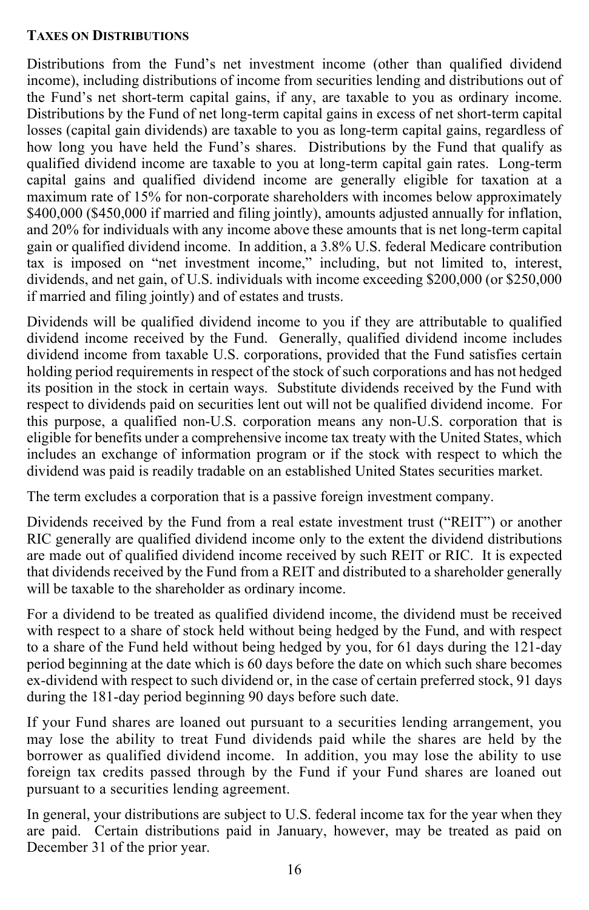### Taxes on Distributions

Distributions from the Fund's net investment income (other than qualified dividend income), including distributions of income from securities lending and distributions out of the Fund's net short-term capital gains, if any, are taxable to you as ordinary income. Distributions by the Fund of net long-term capital gains in excess of net short-term capital losses (capital gain dividends) are taxable to you as long-term capital gains, regardless of how long you have held the Fund's shares. Distributions by the Fund that qualify as qualified dividend income are taxable to you at long-term capital gain rates. Long-term capital gains and qualified dividend income are generally eligible for taxation at a maximum rate of 15% for non-corporate shareholders with incomes below approximately $400,000 ($450,000 if married and filing jointly), amounts adjusted annually for inflation, and 20% for individuals with any income above these amounts that is net long-term capital gain or qualified dividend income. In addition, a 3.8% U.S. federal Medicare contribution tax is imposed on "net investment income," including, but not limited to, interest, dividends, and net gain, of U.S. individuals with income exceeding $200,000 (or $250,000 if married and filing jointly) and of estates and trusts.

Dividends will be qualified dividend income to you if they are attributable to qualified dividend income received by the Fund. Generally, qualified dividend income includes dividend income from taxable U.S. corporations, provided that the Fund satisfies certain holding period requirements in respect of the stock of such corporations and has not hedged its position in the stock in certain ways. Substitute dividends received by the Fund with respect to dividends paid on securities lent out will not be qualified dividend income. For this purpose, a qualified non-U.S. corporation means any non-U.S. corporation that is eligible for benefits under a comprehensive income tax treaty with the United States, which includes an exchange of information program or if the stock with respect to which the dividend was paid is readily tradable on an established United States securities market.

The term excludes a corporation that is a passive foreign investment company.

Dividends received by the Fund from a real estate investment trust ("REIT") or another RIC generally are qualified dividend income only to the extent the dividend distributions are made out of qualified dividend income received by such REIT or RIC. It is expected that dividends received by the Fund from a REIT and distributed to a shareholder generally will be taxable to the shareholder as ordinary income.

For a dividend to be treated as qualified dividend income, the dividend must be received with respect to a share of stock held without being hedged by the Fund, and with respect to a share of the Fund held without being hedged by you, for 61 days during the 121-day period beginning at the date which is 60 days before the date on which such share becomes ex-dividend with respect to such dividend or, in the case of certain preferred stock, 91 days during the 181-day period beginning 90 days before such date.

If your Fund shares are loaned out pursuant to a securities lending arrangement, you may lose the ability to treat Fund dividends paid while the shares are held by the borrower as qualified dividend income. In addition, you may lose the ability to use foreign tax credits passed through by the Fund if your Fund shares are loaned out pursuant to a securities lending agreement.

In general, your distributions are subject to U.S. federal income tax for the year when they are paid. Certain distributions paid in January, however, may be treated as paid on December 31 of the prior year.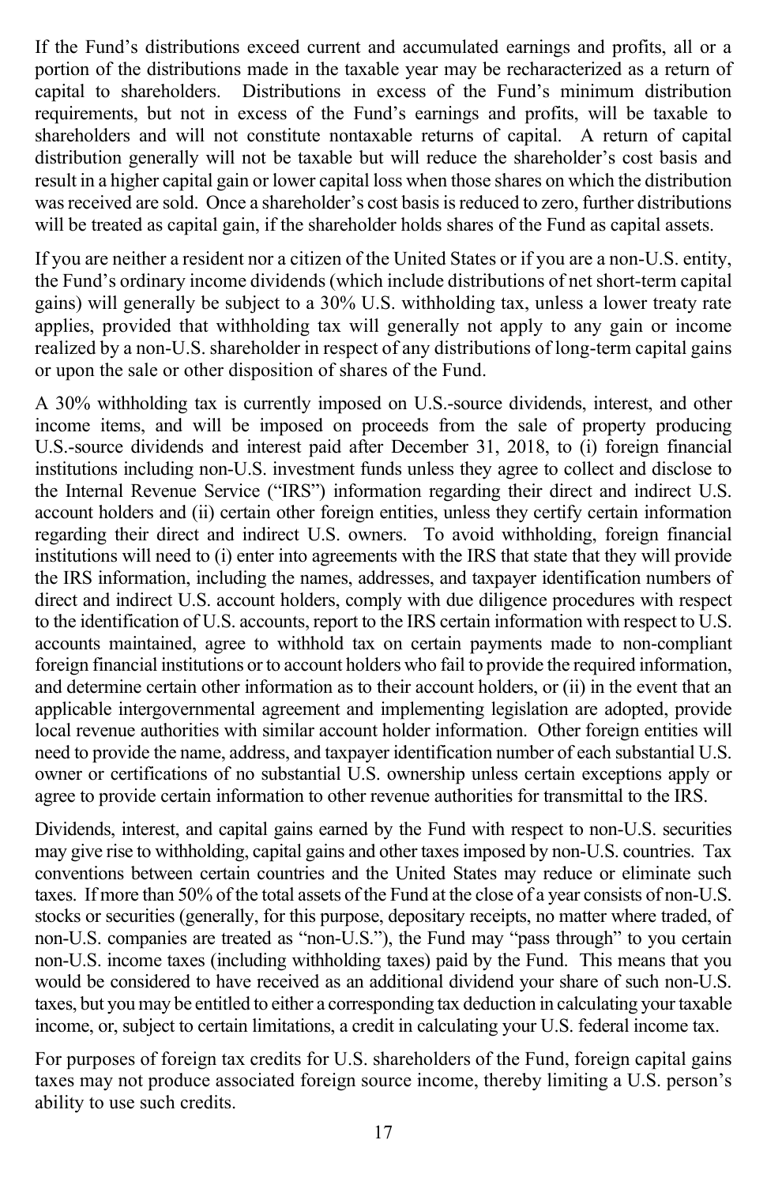If the Fund's distributions exceed current and accumulated earnings and profits, all or a portion of the distributions made in the taxable year may be recharacterized as a return of capital to shareholders. Distributions in excess of the Fund's minimum distribution requirements, but not in excess of the Fund's earnings and profits, will be taxable to shareholders and will not constitute nontaxable returns of capital. A return of capital distribution generally will not be taxable but will reduce the shareholder's cost basis and result in a higher capital gain or lower capital loss when those shares on which the distribution was received are sold. Once a shareholder's cost basis is reduced to zero, further distributions will be treated as capital gain, if the shareholder holds shares of the Fund as capital assets.

If you are neither a resident nor a citizen of the United States or if you are a non-U.S. entity, the Fund's ordinary income dividends (which include distributions of net short-term capital gains) will generally be subject to a 30% U.S. withholding tax, unless a lower treaty rate applies, provided that withholding tax will generally not apply to any gain or income realized by a non-U.S. shareholder in respect of any distributions of long-term capital gains or upon the sale or other disposition of shares of the Fund.

A 30% withholding tax is currently imposed on U.S.-source dividends, interest, and other income items, and will be imposed on proceeds from the sale of property producing U.S.-source dividends and interest paid after December 31, 2018, to (i) foreign financial institutions including non-U.S. investment funds unless they agree to collect and disclose to the Internal Revenue Service ("IRS") information regarding their direct and indirect U.S. account holders and (ii) certain other foreign entities, unless they certify certain information regarding their direct and indirect U.S. owners. To avoid withholding, foreign financial institutions will need to (i) enter into agreements with the IRS that state that they will provide the IRS information, including the names, addresses, and taxpayer identification numbers of direct and indirect U.S. account holders, comply with due diligence procedures with respect to the identification of U.S. accounts, report to the IRS certain information with respect to U.S. accounts maintained, agree to withhold tax on certain payments made to non-compliant foreign financial institutions or to account holders who fail to provide the required information, and determine certain other information as to their account holders, or (ii) in the event that an applicable intergovernmental agreement and implementing legislation are adopted, provide local revenue authorities with similar account holder information. Other foreign entities will need to provide the name, address, and taxpayer identification number of each substantial U.S. owner or certifications of no substantial U.S. ownership unless certain exceptions apply or agree to provide certain information to other revenue authorities for transmittal to the IRS.

Dividends, interest, and capital gains earned by the Fund with respect to non-U.S. securities may give rise to withholding, capital gains and other taxes imposed by non-U.S. countries. Tax conventions between certain countries and the United States may reduce or eliminate such taxes. If more than 50% of the total assets of the Fund at the close of a year consists of non-U.S. stocks or securities (generally, for this purpose, depositary receipts, no matter where traded, of non-U.S. companies are treated as "non-U.S."), the Fund may "pass through" to you certain non-U.S. income taxes (including withholding taxes) paid by the Fund. This means that you would be considered to have received as an additional dividend your share of such non-U.S. taxes, but you may be entitled to either a corresponding tax deduction in calculating your taxable income, or, subject to certain limitations, a credit in calculating your U.S. federal income tax.

For purposes of foreign tax credits for U.S. shareholders of the Fund, foreign capital gains taxes may not produce associated foreign source income, thereby limiting a U.S. person's ability to use such credits.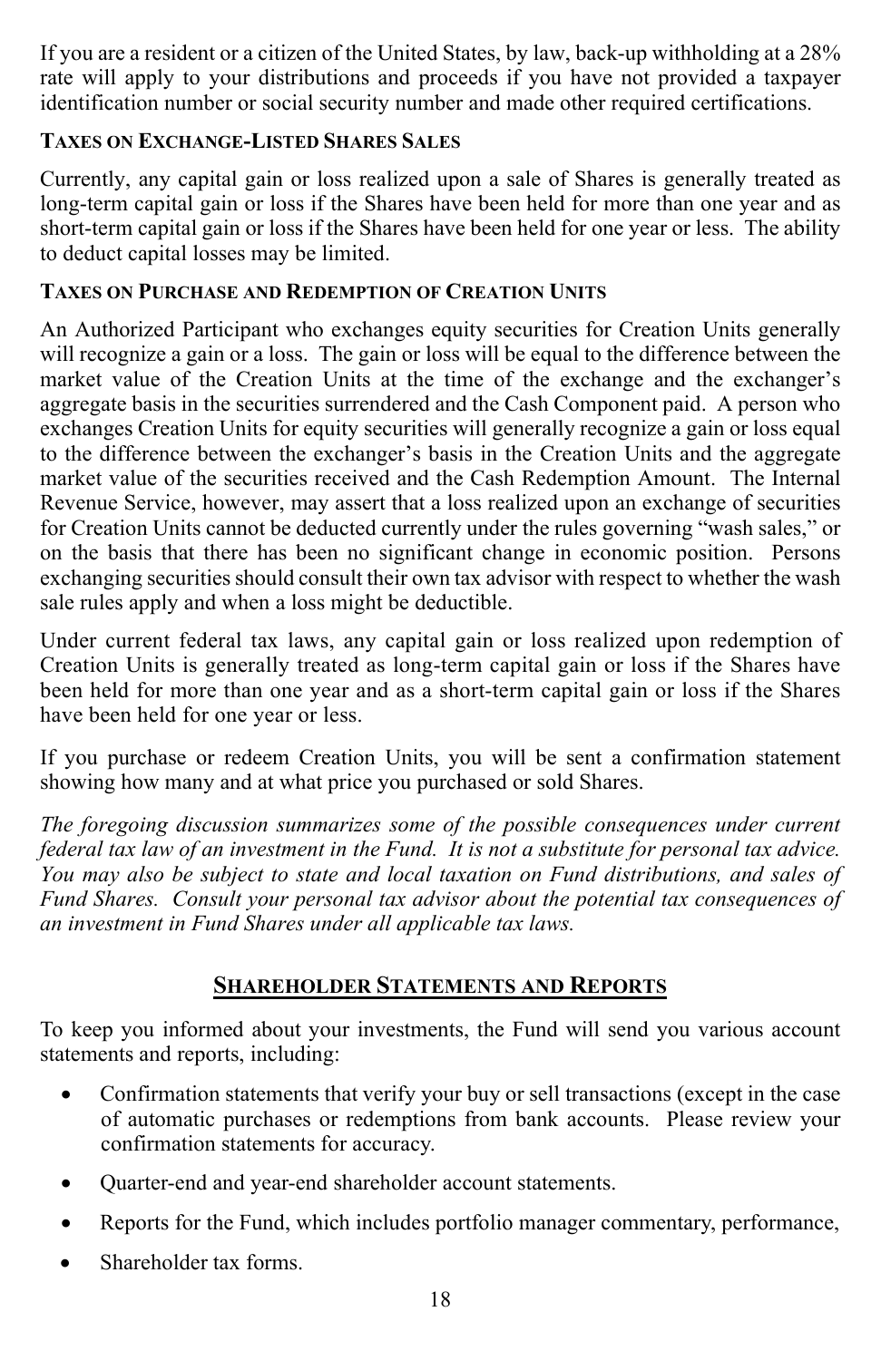If you are a resident or a citizen of the United States, by law, back-up withholding at a 28% rate will apply to your distributions and proceeds if you have not provided a taxpayer identification number or social security number and made other required certifications.

#### TAXES ON EXCHANGE-LISTED SHARES SALES

Currently, any capital gain or loss realized upon a sale of Shares is generally treated as long-term capital gain or loss if the Shares have been held for more than one year and as short-term capital gain or loss if the Shares have been held for one year or less. The ability to deduct capital losses may be limited.

#### TAXES ON PURCHASE AND REDEMPTION OF CREATION UNITS

An Authorized Participant who exchanges equity securities for Creation Units generally will recognize a gain or a loss. The gain or loss will be equal to the difference between the market value of the Creation Units at the time of the exchange and the exchanger's aggregate basis in the securities surrendered and the Cash Component paid. A person who exchanges Creation Units for equity securities will generally recognize a gain or loss equal to the difference between the exchanger's basis in the Creation Units and the aggregate market value of the securities received and the Cash Redemption Amount. The Internal Revenue Service, however, may assert that a loss realized upon an exchange of securities for Creation Units cannot be deducted currently under the rules governing "wash sales," or on the basis that there has been no significant change in economic position. Persons exchanging securities should consult their own tax advisor with respect to whether the wash sale rules apply and when a loss might be deductible.

Under current federal tax laws, any capital gain or loss realized upon redemption of Creation Units is generally treated as long-term capital gain or loss if the Shares have been held for more than one year and as a short-term capital gain or loss if the Shares have been held for one year or less.

If you purchase or redeem Creation Units, you will be sent a confirmation statement showing how many and at what price you purchased or sold Shares.

*The foregoing discussion summarizes some of the possible consequences under current federal tax law of an investment in the Fund. It is not a substitute for personal tax advice. You may also be subject to state and local taxation on Fund distributions, and sales of Fund Shares. Consult your personal tax advisor about the potential tax consequences of an investment in Fund Shares under all applicable tax laws.*

## SHAREHOLDER STATEMENTS AND REPORTS

To keep you informed about your investments, the Fund will send you various account statements and reports, including:

- Confirmation statements that verify your buy or sell transactions (except in the case of automatic purchases or redemptions from bank accounts. Please review your confirmation statements for accuracy.
- Quarter-end and year-end shareholder account statements.
- Reports for the Fund, which includes portfolio manager commentary, performance,
- Shareholder tax forms.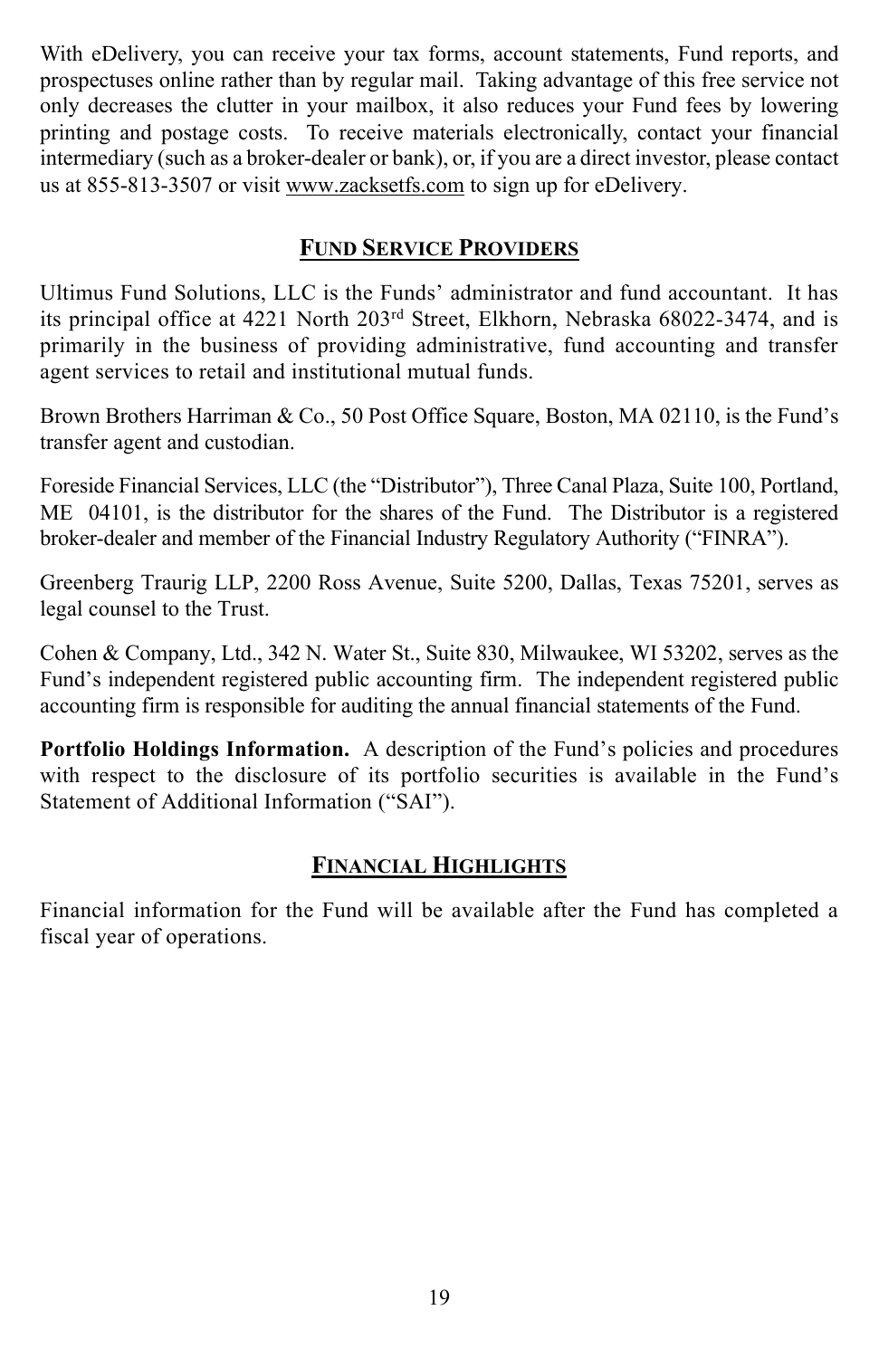With eDelivery, you can receive your tax forms, account statements, Fund reports, and prospectuses online rather than by regular mail. Taking advantage of this free service not only decreases the clutter in your mailbox, it also reduces your Fund fees by lowering printing and postage costs. To receive materials electronically, contact your financial intermediary (such as a broker-dealer or bank), or, if you are a direct investor, please contact us at 855-813-3507 or visit www.zacksetfs.com to sign up for eDelivery.

## FUND SERVICE PROVIDERS

Ultimus Fund Solutions, LLC is the Funds' administrator and fund accountant. It has its principal office at 4221 North 203rd Street, Elkhorn, Nebraska 68022-3474, and is primarily in the business of providing administrative, fund accounting and transfer agent services to retail and institutional mutual funds.

Brown Brothers Harriman & Co., 50 Post Office Square, Boston, MA 02110, is the Fund's transfer agent and custodian.

Foreside Financial Services, LLC (the "Distributor"), Three Canal Plaza, Suite 100, Portland, ME 04101, is the distributor for the shares of the Fund. The Distributor is a registered broker-dealer and member of the Financial Industry Regulatory Authority ("FINRA").

Greenberg Traurig LLP, 2200 Ross Avenue, Suite 5200, Dallas, Texas 75201, serves as legal counsel to the Trust.

Cohen & Company, Ltd., 342 N. Water St., Suite 830, Milwaukee, WI 53202, serves as the Fund's independent registered public accounting firm. The independent registered public accounting firm is responsible for auditing the annual financial statements of the Fund.

**Portfolio Holdings Information.** A description of the Fund's policies and procedures with respect to the disclosure of its portfolio securities is available in the Fund's Statement of Additional Information ("SAI").

## FINANCIAL HIGHLIGHTS

Financial information for the Fund will be available after the Fund has completed a fiscal year of operations.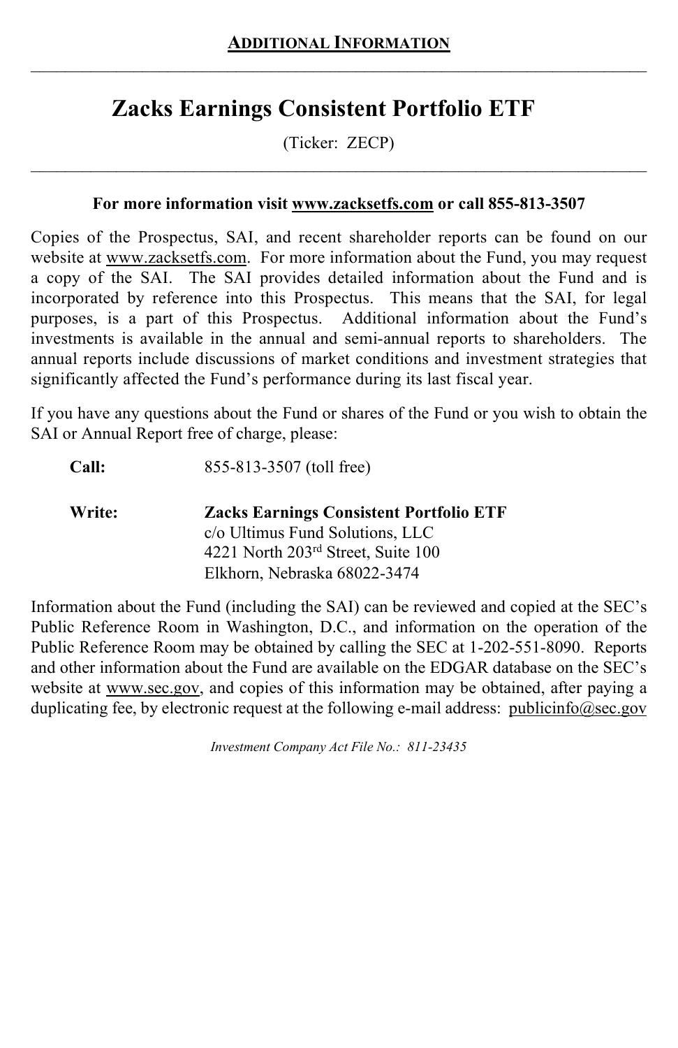## ADDITIONAL INFORMATION

---

# Zacks Earnings Consistent Portfolio ETF

(Ticker: ZECP)

---

**For more information visit www.zacksetfs.com or call 855-813-3507**

Copies of the Prospectus, SAI, and recent shareholder reports can be found on our website at www.zacksetfs.com. For more information about the Fund, you may request a copy of the SAI. The SAI provides detailed information about the Fund and is incorporated by reference into this Prospectus. This means that the SAI, for legal purposes, is a part of this Prospectus. Additional information about the Fund's investments is available in the annual and semi-annual reports to shareholders. The annual reports include discussions of market conditions and investment strategies that significantly affected the Fund's performance during its last fiscal year.

If you have any questions about the Fund or shares of the Fund or you wish to obtain the SAI or Annual Report free of charge, please:

**Call:** 855-813-3507 (toll free)

**Write:** **Zacks Earnings Consistent Portfolio ETF**
c/o Ultimus Fund Solutions, LLC
4221 North 203rd Street, Suite 100
Elkhorn, Nebraska 68022-3474

Information about the Fund (including the SAI) can be reviewed and copied at the SEC's Public Reference Room in Washington, D.C., and information on the operation of the Public Reference Room may be obtained by calling the SEC at 1-202-551-8090. Reports and other information about the Fund are available on the EDGAR database on the SEC's website at www.sec.gov, and copies of this information may be obtained, after paying a duplicating fee, by electronic request at the following e-mail address: publicinfo@sec.gov

*Investment Company Act File No.: 811-23435*